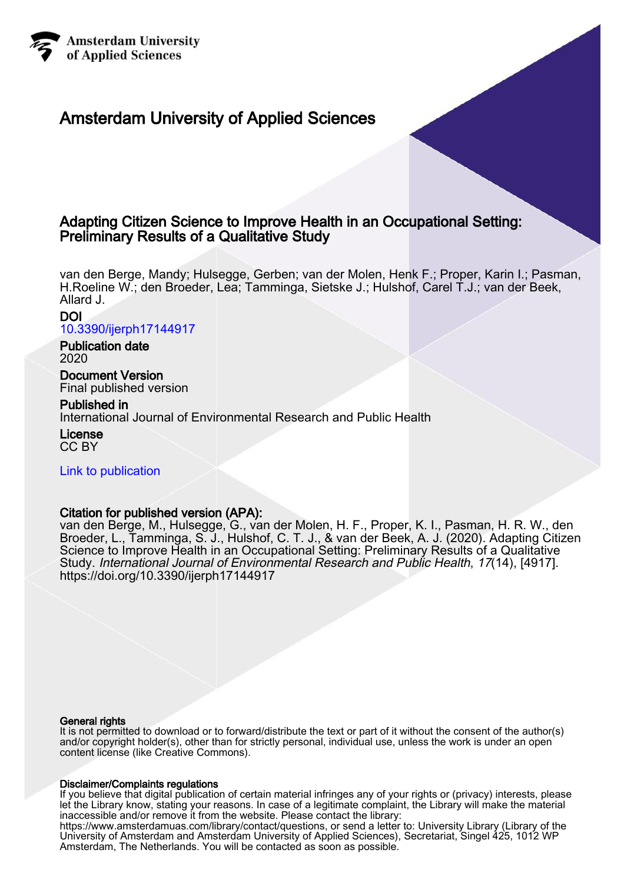Amsterdam University of Applied Sciences

# Amsterdam University of Applied Sciences

## Adapting Citizen Science to Improve Health in an Occupational Setting: Preliminary Results of a Qualitative Study

van den Berge, Mandy; Hulsegge, Gerben; van der Molen, Henk F.; Proper, Karin I.; Pasman, H.Roeline W.; den Broeder, Lea; Tamminga, Sietske J.; Hulshof, Carel T.J.; van der Beek, Allard J.

**DOI**
10.3390/ijerph17144917

**Publication date**
2020

**Document Version**
Final published version

**Published in**
International Journal of Environmental Research and Public Health

**License**
CC BY

Link to publication

**Citation for published version (APA):**
van den Berge, M., Hulsegge, G., van der Molen, H. F., Proper, K. I., Pasman, H. R. W., den Broeder, L., Tamminga, S. J., Hulshof, C. T. J., & van der Beek, A. J. (2020). Adapting Citizen Science to Improve Health in an Occupational Setting: Preliminary Results of a Qualitative Study. *International Journal of Environmental Research and Public Health*, *17*(14), [4917]. https://doi.org/10.3390/ijerph17144917

**General rights**
It is not permitted to download or to forward/distribute the text or part of it without the consent of the author(s) and/or copyright holder(s), other than for strictly personal, individual use, unless the work is under an open content license (like Creative Commons).

**Disclaimer/Complaints regulations**
If you believe that digital publication of certain material infringes any of your rights or (privacy) interests, please let the Library know, stating your reasons. In case of a legitimate complaint, the Library will make the material inaccessible and/or remove it from the website. Please contact the library: https://www.amsterdamuas.com/library/contact/questions, or send a letter to: University Library (Library of the University of Amsterdam and Amsterdam University of Applied Sciences), Secretariat, Singel 425, 1012 WP Amsterdam, The Netherlands. You will be contacted as soon as possible.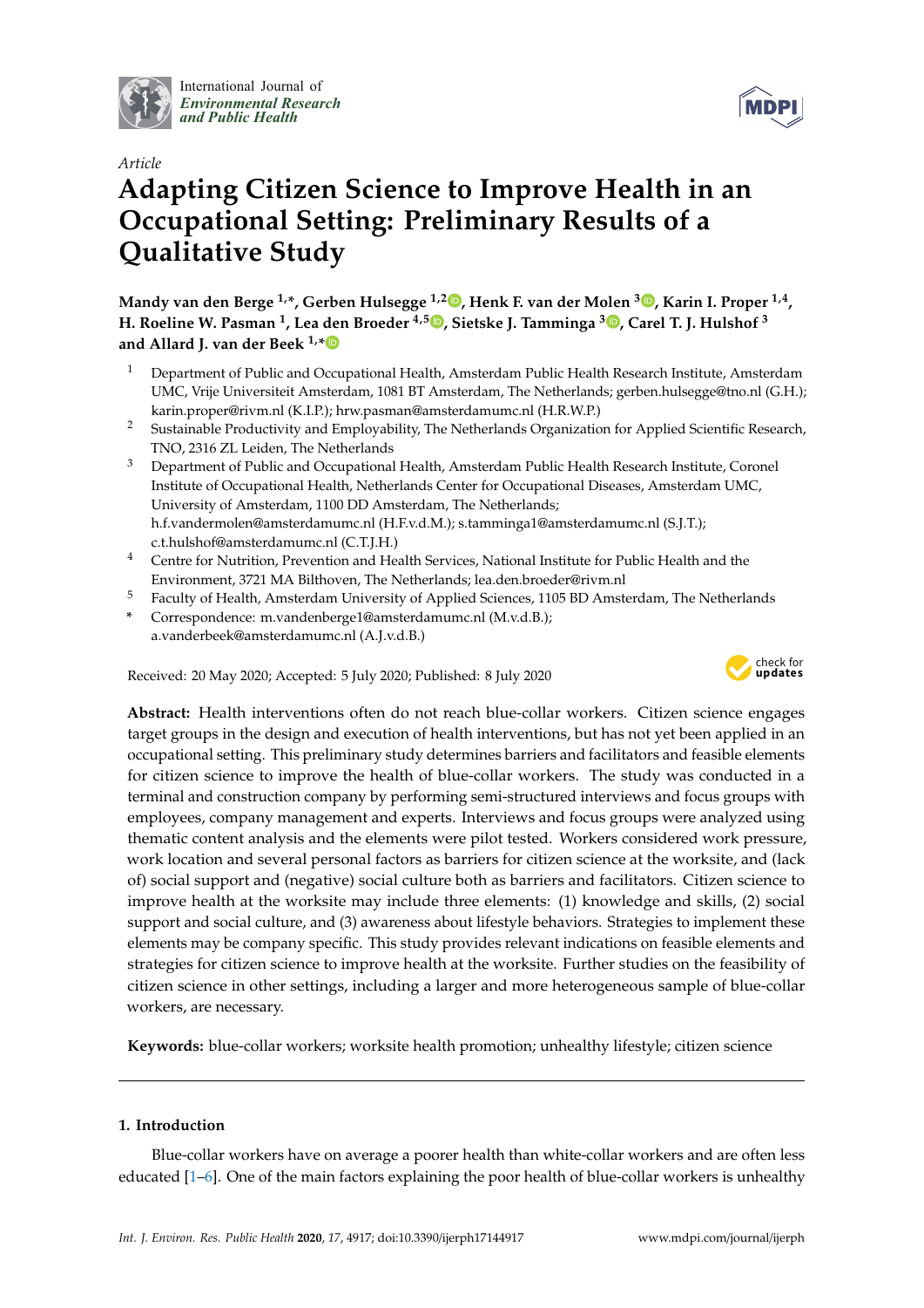# Adapting Citizen Science to Improve Health in an Occupational Setting: Preliminary Results of a Qualitative Study

*Article*

**Mandy van den Berge [1,*], Gerben Hulsegge [1,2], Henk F. van der Molen [3], Karin I. Proper [1,4], H. Roeline W. Pasman [1], Lea den Broeder [4,5], Sietske J. Tamminga [3], Carel T. J. Hulshof [3] and Allard J. van der Beek [1,*]**

[1] Department of Public and Occupational Health, Amsterdam Public Health Research Institute, Amsterdam UMC, Vrije Universiteit Amsterdam, 1081 BT Amsterdam, The Netherlands; gerben.hulsegge@tno.nl (G.H.); karin.proper@rivm.nl (K.I.P.); hrw.pasman@amsterdamumc.nl (H.R.W.P.)

[2] Sustainable Productivity and Employability, The Netherlands Organization for Applied Scientific Research, TNO, 2316 ZL Leiden, The Netherlands

[3] Department of Public and Occupational Health, Amsterdam Public Health Research Institute, Coronel Institute of Occupational Health, Netherlands Center for Occupational Diseases, Amsterdam UMC, University of Amsterdam, 1100 DD Amsterdam, The Netherlands; h.f.vandermolen@amsterdamumc.nl (H.F.v.d.M.); s.tamminga1@amsterdamumc.nl (S.J.T.); c.t.hulshof@amsterdamumc.nl (C.T.J.H.)

[4] Centre for Nutrition, Prevention and Health Services, National Institute for Public Health and the Environment, 3721 MA Bilthoven, The Netherlands; lea.den.broeder@rivm.nl

[5] Faculty of Health, Amsterdam University of Applied Sciences, 1105 BD Amsterdam, The Netherlands

\* Correspondence: m.vandenberge1@amsterdamumc.nl (M.v.d.B.); a.vanderbeek@amsterdamumc.nl (A.J.v.d.B.)

Received: 20 May 2020; Accepted: 5 July 2020; Published: 8 July 2020

**Abstract:** Health interventions often do not reach blue-collar workers. Citizen science engages target groups in the design and execution of health interventions, but has not yet been applied in an occupational setting. This preliminary study determines barriers and facilitators and feasible elements for citizen science to improve the health of blue-collar workers. The study was conducted in a terminal and construction company by performing semi-structured interviews and focus groups with employees, company management and experts. Interviews and focus groups were analyzed using thematic content analysis and the elements were pilot tested. Workers considered work pressure, work location and several personal factors as barriers for citizen science at the worksite, and (lack of) social support and (negative) social culture both as barriers and facilitators. Citizen science to improve health at the worksite may include three elements: (1) knowledge and skills, (2) social support and social culture, and (3) awareness about lifestyle behaviors. Strategies to implement these elements may be company specific. This study provides relevant indications on feasible elements and strategies for citizen science to improve health at the worksite. Further studies on the feasibility of citizen science in other settings, including a larger and more heterogeneous sample of blue-collar workers, are necessary.

**Keywords:** blue-collar workers; worksite health promotion; unhealthy lifestyle; citizen science

## 1. Introduction

Blue-collar workers have on average a poorer health than white-collar workers and are often less educated [1–6]. One of the main factors explaining the poor health of blue-collar workers is unhealthy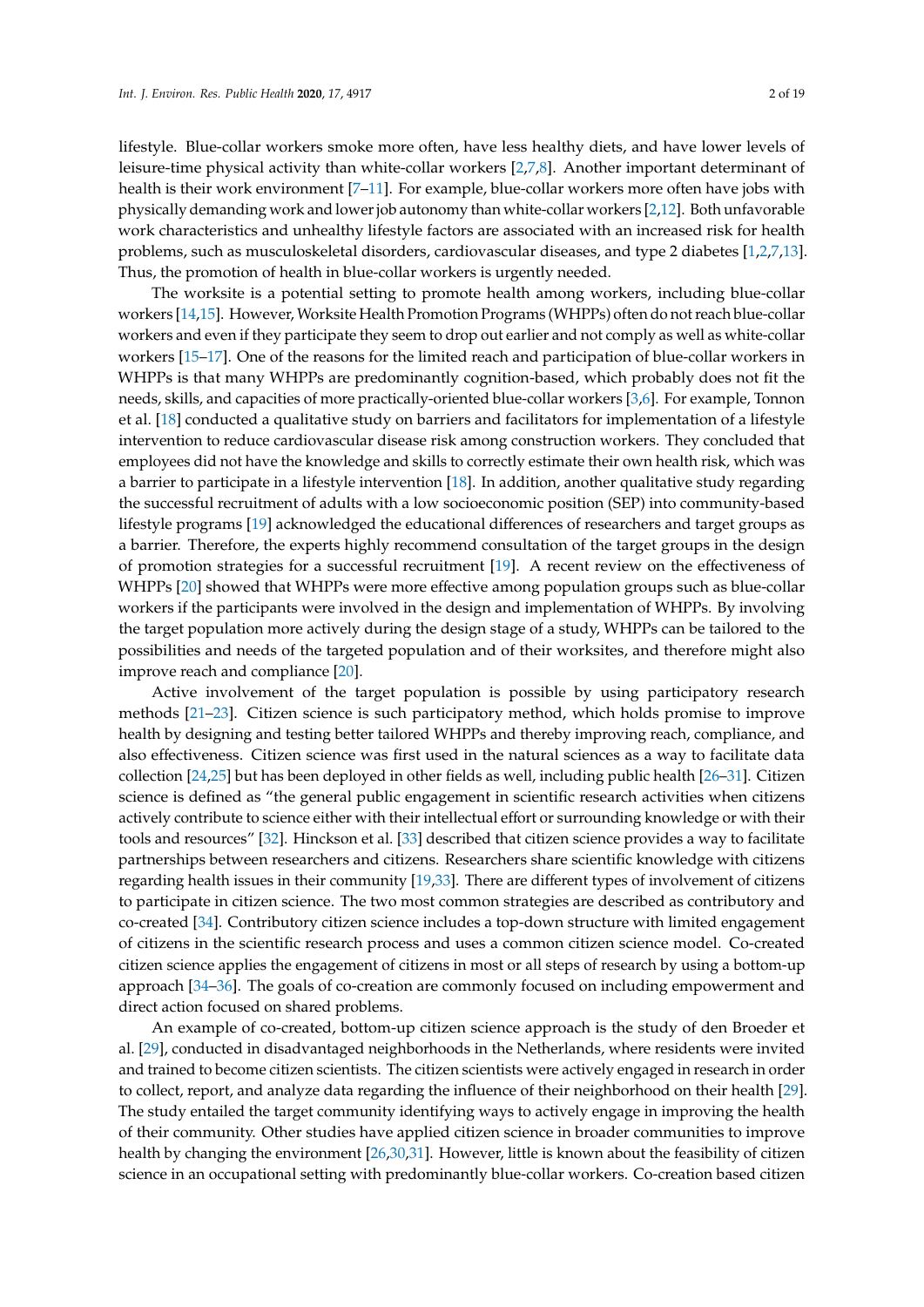lifestyle. Blue-collar workers smoke more often, have less healthy diets, and have lower levels of leisure-time physical activity than white-collar workers [2,7,8]. Another important determinant of health is their work environment [7–11]. For example, blue-collar workers more often have jobs with physically demanding work and lower job autonomy than white-collar workers [2,12]. Both unfavorable work characteristics and unhealthy lifestyle factors are associated with an increased risk for health problems, such as musculoskeletal disorders, cardiovascular diseases, and type 2 diabetes [1,2,7,13]. Thus, the promotion of health in blue-collar workers is urgently needed.

The worksite is a potential setting to promote health among workers, including blue-collar workers [14,15]. However, Worksite Health Promotion Programs (WHPPs) often do not reach blue-collar workers and even if they participate they seem to drop out earlier and not comply as well as white-collar workers [15–17]. One of the reasons for the limited reach and participation of blue-collar workers in WHPPs is that many WHPPs are predominantly cognition-based, which probably does not fit the needs, skills, and capacities of more practically-oriented blue-collar workers [3,6]. For example, Tonnon et al. [18] conducted a qualitative study on barriers and facilitators for implementation of a lifestyle intervention to reduce cardiovascular disease risk among construction workers. They concluded that employees did not have the knowledge and skills to correctly estimate their own health risk, which was a barrier to participate in a lifestyle intervention [18]. In addition, another qualitative study regarding the successful recruitment of adults with a low socioeconomic position (SEP) into community-based lifestyle programs [19] acknowledged the educational differences of researchers and target groups as a barrier. Therefore, the experts highly recommend consultation of the target groups in the design of promotion strategies for a successful recruitment [19]. A recent review on the effectiveness of WHPPs [20] showed that WHPPs were more effective among population groups such as blue-collar workers if the participants were involved in the design and implementation of WHPPs. By involving the target population more actively during the design stage of a study, WHPPs can be tailored to the possibilities and needs of the targeted population and of their worksites, and therefore might also improve reach and compliance [20].

Active involvement of the target population is possible by using participatory research methods [21–23]. Citizen science is such participatory method, which holds promise to improve health by designing and testing better tailored WHPPs and thereby improving reach, compliance, and also effectiveness. Citizen science was first used in the natural sciences as a way to facilitate data collection [24,25] but has been deployed in other fields as well, including public health [26–31]. Citizen science is defined as "the general public engagement in scientific research activities when citizens actively contribute to science either with their intellectual effort or surrounding knowledge or with their tools and resources" [32]. Hinckson et al. [33] described that citizen science provides a way to facilitate partnerships between researchers and citizens. Researchers share scientific knowledge with citizens regarding health issues in their community [19,33]. There are different types of involvement of citizens to participate in citizen science. The two most common strategies are described as contributory and co-created [34]. Contributory citizen science includes a top-down structure with limited engagement of citizens in the scientific research process and uses a common citizen science model. Co-created citizen science applies the engagement of citizens in most or all steps of research by using a bottom-up approach [34–36]. The goals of co-creation are commonly focused on including empowerment and direct action focused on shared problems.

An example of co-created, bottom-up citizen science approach is the study of den Broeder et al. [29], conducted in disadvantaged neighborhoods in the Netherlands, where residents were invited and trained to become citizen scientists. The citizen scientists were actively engaged in research in order to collect, report, and analyze data regarding the influence of their neighborhood on their health [29]. The study entailed the target community identifying ways to actively engage in improving the health of their community. Other studies have applied citizen science in broader communities to improve health by changing the environment [26,30,31]. However, little is known about the feasibility of citizen science in an occupational setting with predominantly blue-collar workers. Co-creation based citizen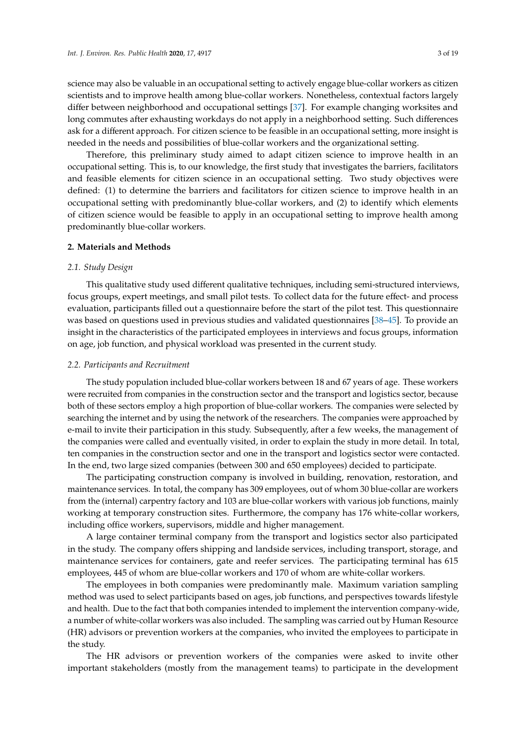science may also be valuable in an occupational setting to actively engage blue-collar workers as citizen scientists and to improve health among blue-collar workers. Nonetheless, contextual factors largely differ between neighborhood and occupational settings [37]. For example changing worksites and long commutes after exhausting workdays do not apply in a neighborhood setting. Such differences ask for a different approach. For citizen science to be feasible in an occupational setting, more insight is needed in the needs and possibilities of blue-collar workers and the organizational setting.

Therefore, this preliminary study aimed to adapt citizen science to improve health in an occupational setting. This is, to our knowledge, the first study that investigates the barriers, facilitators and feasible elements for citizen science in an occupational setting. Two study objectives were defined: (1) to determine the barriers and facilitators for citizen science to improve health in an occupational setting with predominantly blue-collar workers, and (2) to identify which elements of citizen science would be feasible to apply in an occupational setting to improve health among predominantly blue-collar workers.

## 2. Materials and Methods

### *2.1. Study Design*

This qualitative study used different qualitative techniques, including semi-structured interviews, focus groups, expert meetings, and small pilot tests. To collect data for the future effect- and process evaluation, participants filled out a questionnaire before the start of the pilot test. This questionnaire was based on questions used in previous studies and validated questionnaires [38–45]. To provide an insight in the characteristics of the participated employees in interviews and focus groups, information on age, job function, and physical workload was presented in the current study.

### *2.2. Participants and Recruitment*

The study population included blue-collar workers between 18 and 67 years of age. These workers were recruited from companies in the construction sector and the transport and logistics sector, because both of these sectors employ a high proportion of blue-collar workers. The companies were selected by searching the internet and by using the network of the researchers. The companies were approached by e-mail to invite their participation in this study. Subsequently, after a few weeks, the management of the companies were called and eventually visited, in order to explain the study in more detail. In total, ten companies in the construction sector and one in the transport and logistics sector were contacted. In the end, two large sized companies (between 300 and 650 employees) decided to participate.

The participating construction company is involved in building, renovation, restoration, and maintenance services. In total, the company has 309 employees, out of whom 30 blue-collar are workers from the (internal) carpentry factory and 103 are blue-collar workers with various job functions, mainly working at temporary construction sites. Furthermore, the company has 176 white-collar workers, including office workers, supervisors, middle and higher management.

A large container terminal company from the transport and logistics sector also participated in the study. The company offers shipping and landside services, including transport, storage, and maintenance services for containers, gate and reefer services. The participating terminal has 615 employees, 445 of whom are blue-collar workers and 170 of whom are white-collar workers.

The employees in both companies were predominantly male. Maximum variation sampling method was used to select participants based on ages, job functions, and perspectives towards lifestyle and health. Due to the fact that both companies intended to implement the intervention company-wide, a number of white-collar workers was also included. The sampling was carried out by Human Resource (HR) advisors or prevention workers at the companies, who invited the employees to participate in the study.

The HR advisors or prevention workers of the companies were asked to invite other important stakeholders (mostly from the management teams) to participate in the development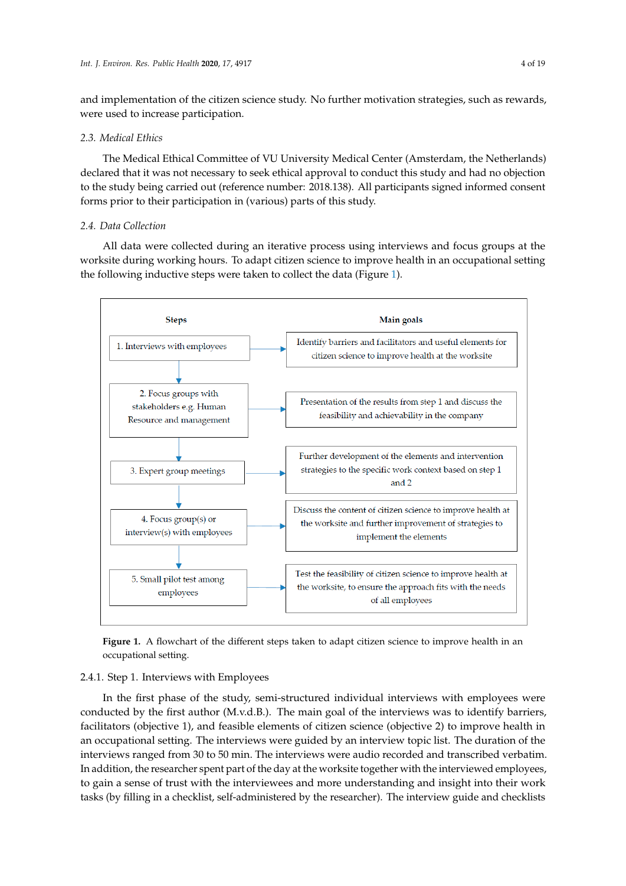and implementation of the citizen science study. No further motivation strategies, such as rewards, were used to increase participation.

### 2.3. Medical Ethics

The Medical Ethical Committee of VU University Medical Center (Amsterdam, the Netherlands) declared that it was not necessary to seek ethical approval to conduct this study and had no objection to the study being carried out (reference number: 2018.138). All participants signed informed consent forms prior to their participation in (various) parts of this study.

### 2.4. Data Collection

All data were collected during an iterative process using interviews and focus groups at the worksite during working hours. To adapt citizen science to improve health in an occupational setting the following inductive steps were taken to collect the data (Figure 1).

| Steps | Main goals |
| --- | --- |
| 1. Interviews with employees | Identify barriers and facilitators and useful elements for citizen science to improve health at the worksite |
| 2. Focus groups with stakeholders e.g. Human Resource and management | Presentation of the results from step 1 and discuss the feasibility and achievability in the company |
| 3. Expert group meetings | Further development of the elements and intervention strategies to the specific work context based on step 1 and 2 |
| 4. Focus group(s) or interview(s) with employees | Discuss the content of citizen science to improve health at the worksite and further improvement of strategies to implement the elements |
| 5. Small pilot test among employees | Test the feasibility of citizen science to improve health at the worksite, to ensure the approach fits with the needs of all employees |

**Figure 1.** A flowchart of the different steps taken to adapt citizen science to improve health in an occupational setting.

#### 2.4.1. Step 1. Interviews with Employees

In the first phase of the study, semi-structured individual interviews with employees were conducted by the first author (M.v.d.B.). The main goal of the interviews was to identify barriers, facilitators (objective 1), and feasible elements of citizen science (objective 2) to improve health in an occupational setting. The interviews were guided by an interview topic list. The duration of the interviews ranged from 30 to 50 min. The interviews were audio recorded and transcribed verbatim. In addition, the researcher spent part of the day at the worksite together with the interviewed employees, to gain a sense of trust with the interviewees and more understanding and insight into their work tasks (by filling in a checklist, self-administered by the researcher). The interview guide and checklists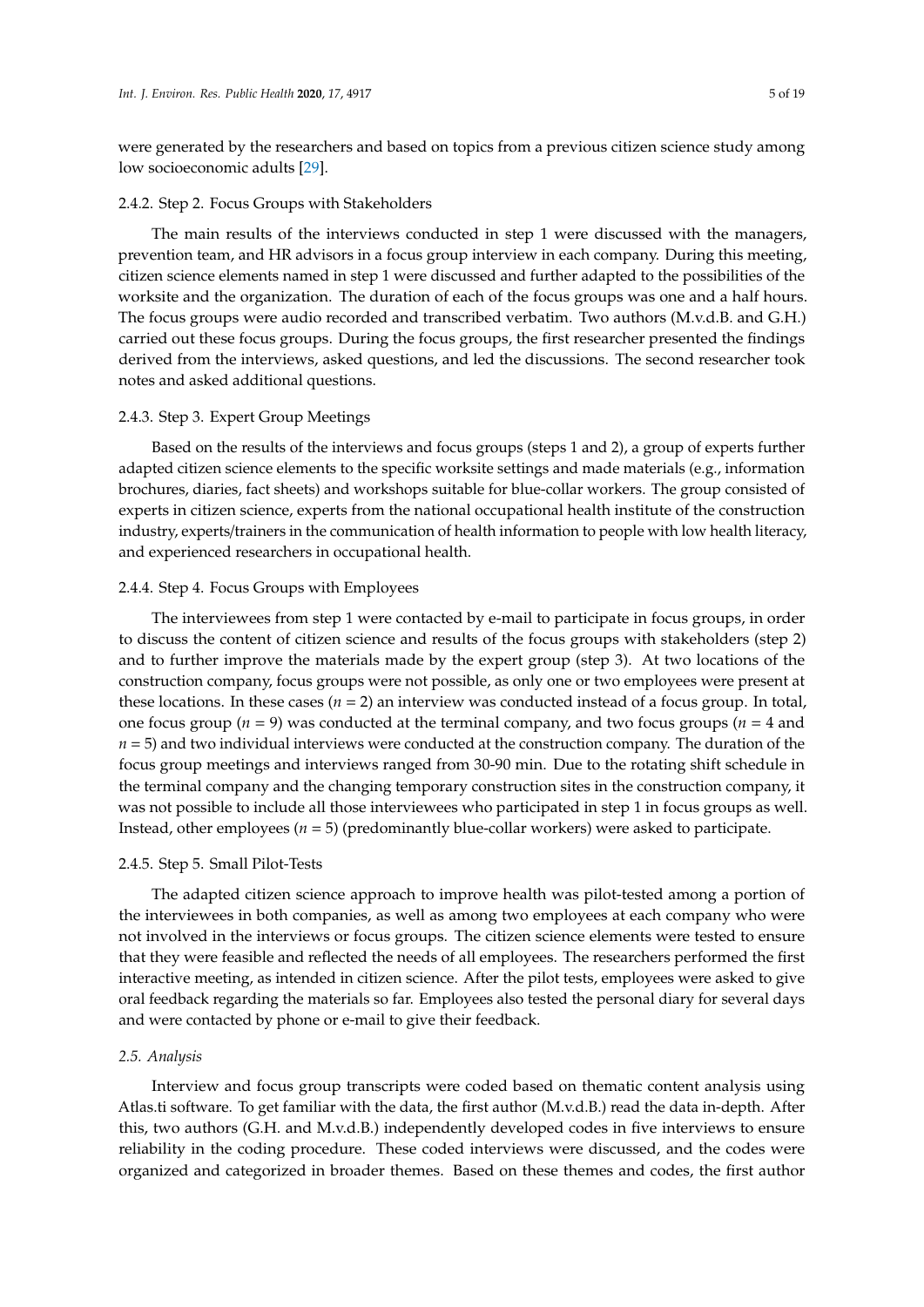were generated by the researchers and based on topics from a previous citizen science study among low socioeconomic adults [29].

#### 2.4.2. Step 2. Focus Groups with Stakeholders

The main results of the interviews conducted in step 1 were discussed with the managers, prevention team, and HR advisors in a focus group interview in each company. During this meeting, citizen science elements named in step 1 were discussed and further adapted to the possibilities of the worksite and the organization. The duration of each of the focus groups was one and a half hours. The focus groups were audio recorded and transcribed verbatim. Two authors (M.v.d.B. and G.H.) carried out these focus groups. During the focus groups, the first researcher presented the findings derived from the interviews, asked questions, and led the discussions. The second researcher took notes and asked additional questions.

#### 2.4.3. Step 3. Expert Group Meetings

Based on the results of the interviews and focus groups (steps 1 and 2), a group of experts further adapted citizen science elements to the specific worksite settings and made materials (e.g., information brochures, diaries, fact sheets) and workshops suitable for blue-collar workers. The group consisted of experts in citizen science, experts from the national occupational health institute of the construction industry, experts/trainers in the communication of health information to people with low health literacy, and experienced researchers in occupational health.

#### 2.4.4. Step 4. Focus Groups with Employees

The interviewees from step 1 were contacted by e-mail to participate in focus groups, in order to discuss the content of citizen science and results of the focus groups with stakeholders (step 2) and to further improve the materials made by the expert group (step 3). At two locations of the construction company, focus groups were not possible, as only one or two employees were present at these locations. In these cases ($n$ = 2) an interview was conducted instead of a focus group. In total, one focus group ($n$ = 9) was conducted at the terminal company, and two focus groups ($n$ = 4 and $n$ = 5) and two individual interviews were conducted at the construction company. The duration of the focus group meetings and interviews ranged from 30-90 min. Due to the rotating shift schedule in the terminal company and the changing temporary construction sites in the construction company, it was not possible to include all those interviewees who participated in step 1 in focus groups as well. Instead, other employees ($n$ = 5) (predominantly blue-collar workers) were asked to participate.

#### 2.4.5. Step 5. Small Pilot-Tests

The adapted citizen science approach to improve health was pilot-tested among a portion of the interviewees in both companies, as well as among two employees at each company who were not involved in the interviews or focus groups. The citizen science elements were tested to ensure that they were feasible and reflected the needs of all employees. The researchers performed the first interactive meeting, as intended in citizen science. After the pilot tests, employees were asked to give oral feedback regarding the materials so far. Employees also tested the personal diary for several days and were contacted by phone or e-mail to give their feedback.

### *2.5. Analysis*

Interview and focus group transcripts were coded based on thematic content analysis using Atlas.ti software. To get familiar with the data, the first author (M.v.d.B.) read the data in-depth. After this, two authors (G.H. and M.v.d.B.) independently developed codes in five interviews to ensure reliability in the coding procedure. These coded interviews were discussed, and the codes were organized and categorized in broader themes. Based on these themes and codes, the first author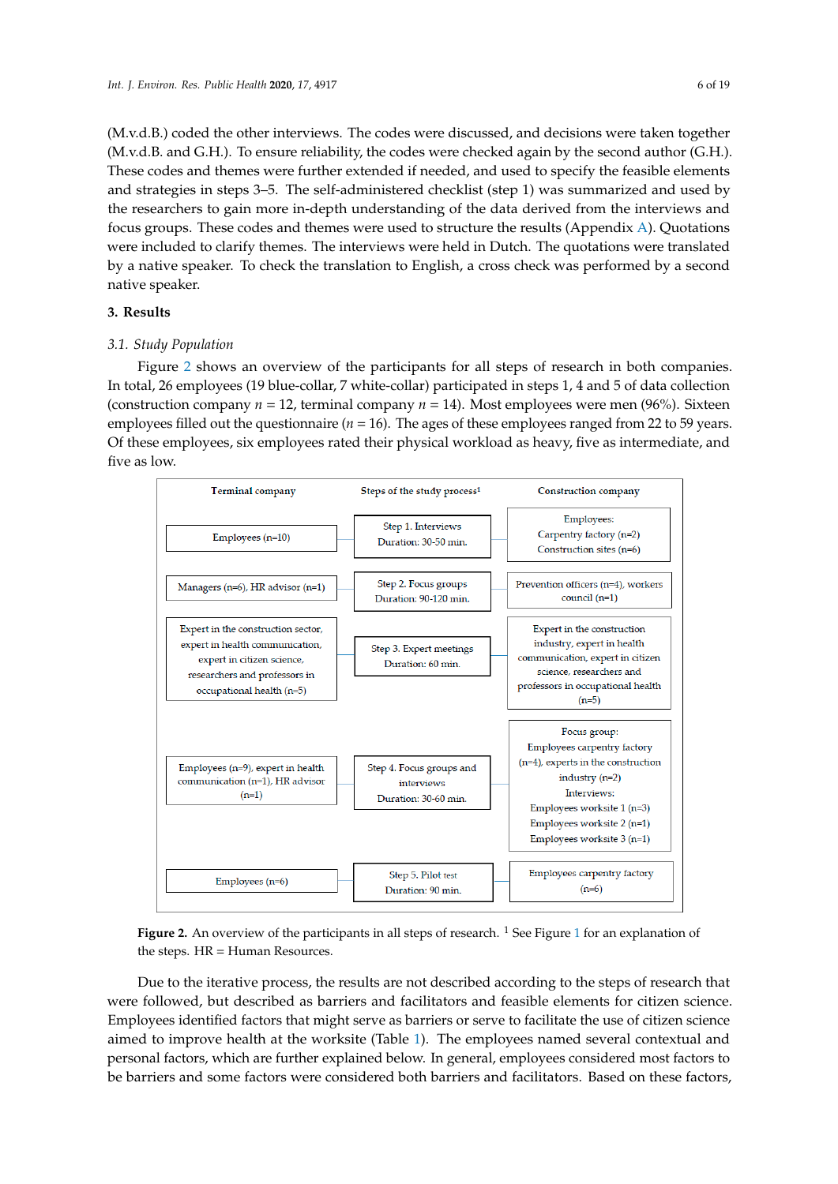(M.v.d.B.) coded the other interviews. The codes were discussed, and decisions were taken together (M.v.d.B. and G.H.). To ensure reliability, the codes were checked again by the second author (G.H.). These codes and themes were further extended if needed, and used to specify the feasible elements and strategies in steps 3–5. The self-administered checklist (step 1) was summarized and used by the researchers to gain more in-depth understanding of the data derived from the interviews and focus groups. These codes and themes were used to structure the results (Appendix A). Quotations were included to clarify themes. The interviews were held in Dutch. The quotations were translated by a native speaker. To check the translation to English, a cross check was performed by a second native speaker.

## 3. Results

### 3.1. Study Population

Figure 2 shows an overview of the participants for all steps of research in both companies. In total, 26 employees (19 blue-collar, 7 white-collar) participated in steps 1, 4 and 5 of data collection (construction company $n = 12$, terminal company $n = 14$). Most employees were men (96%). Sixteen employees filled out the questionnaire ($n = 16$). The ages of these employees ranged from 22 to 59 years. Of these employees, six employees rated their physical workload as heavy, five as intermediate, and five as low.

| Terminal company | Steps of the study process[1] | Construction company |
| --- | --- | --- |
| Employees (n=10) | Step 1. Interviews<br>Duration: 30-50 min. | Employees:<br>Carpentry factory (n=2)<br>Construction sites (n=6) |
| Managers (n=6), HR advisor (n=1) | Step 2. Focus groups<br>Duration: 90-120 min. | Prevention officers (n=4), workers council (n=1) |
| Expert in the construction sector, expert in health communication, expert in citizen science, researchers and professors in occupational health (n=5) | Step 3. Expert meetings<br>Duration: 60 min. | Expert in the construction industry, expert in health communication, expert in citizen science, researchers and professors in occupational health (n=5) |
| Employees (n=9), expert in health communication (n=1), HR advisor (n=1) | Step 4. Focus groups and interviews<br>Duration: 30-60 min. | Focus group:<br>Employees carpentry factory (n=4), experts in the construction industry (n=2)<br>Interviews:<br>Employees worksite 1 (n=3)<br>Employees worksite 2 (n=1)<br>Employees worksite 3 (n=1) |
| Employees (n=6) | Step 5. Pilot test<br>Duration: 90 min. | Employees carpentry factory (n=6) |

**Figure 2.** An overview of the participants in all steps of research. [1] See Figure 1 for an explanation of the steps. HR = Human Resources.

Due to the iterative process, the results are not described according to the steps of research that were followed, but described as barriers and facilitators and feasible elements for citizen science. Employees identified factors that might serve as barriers or serve to facilitate the use of citizen science aimed to improve health at the worksite (Table 1). The employees named several contextual and personal factors, which are further explained below. In general, employees considered most factors to be barriers and some factors were considered both barriers and facilitators. Based on these factors,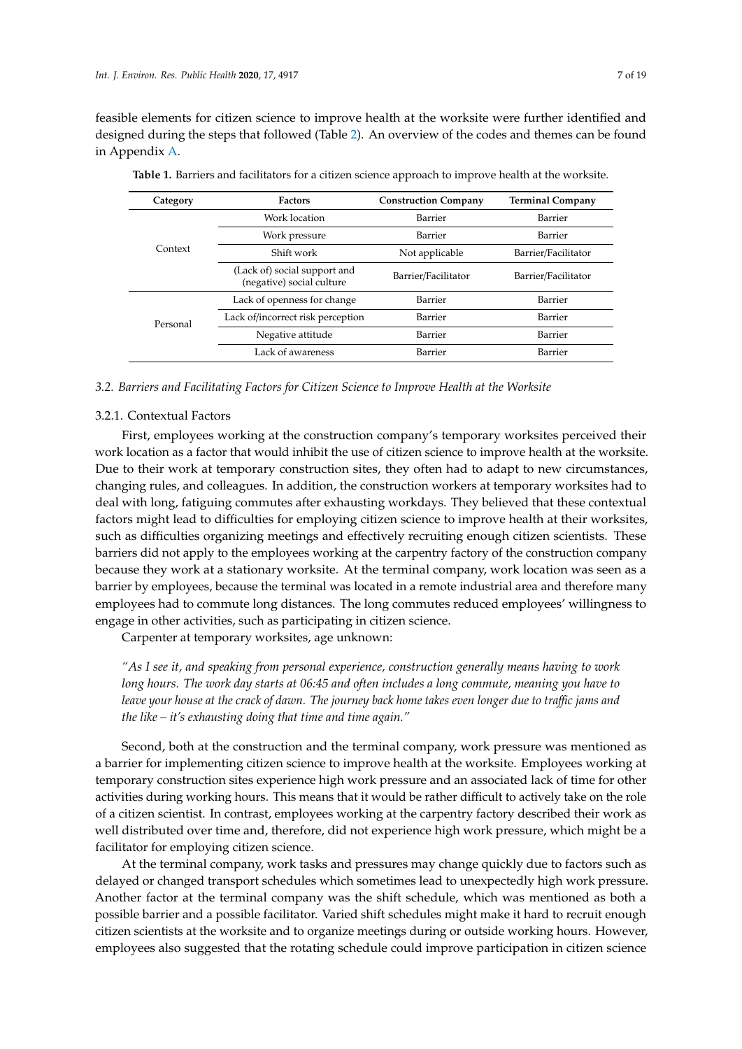feasible elements for citizen science to improve health at the worksite were further identified and designed during the steps that followed (Table 2). An overview of the codes and themes can be found in Appendix A.

**Table 1.** Barriers and facilitators for a citizen science approach to improve health at the worksite.

| Category | Factors | Construction Company | Terminal Company |
|---|---|---|---|
| Context | Work location | Barrier | Barrier |
| | Work pressure | Barrier | Barrier |
| | Shift work | Not applicable | Barrier/Facilitator |
| | (Lack of) social support and (negative) social culture | Barrier/Facilitator | Barrier/Facilitator |
| Personal | Lack of openness for change | Barrier | Barrier |
| | Lack of/incorrect risk perception | Barrier | Barrier |
| | Negative attitude | Barrier | Barrier |
| | Lack of awareness | Barrier | Barrier |

### *3.2. Barriers and Facilitating Factors for Citizen Science to Improve Health at the Worksite*

#### 3.2.1. Contextual Factors

First, employees working at the construction company's temporary worksites perceived their work location as a factor that would inhibit the use of citizen science to improve health at the worksite. Due to their work at temporary construction sites, they often had to adapt to new circumstances, changing rules, and colleagues. In addition, the construction workers at temporary worksites had to deal with long, fatiguing commutes after exhausting workdays. They believed that these contextual factors might lead to difficulties for employing citizen science to improve health at their worksites, such as difficulties organizing meetings and effectively recruiting enough citizen scientists. These barriers did not apply to the employees working at the carpentry factory of the construction company because they work at a stationary worksite. At the terminal company, work location was seen as a barrier by employees, because the terminal was located in a remote industrial area and therefore many employees had to commute long distances. The long commutes reduced employees' willingness to engage in other activities, such as participating in citizen science.

Carpenter at temporary worksites, age unknown:

*"As I see it, and speaking from personal experience, construction generally means having to work long hours. The work day starts at 06:45 and often includes a long commute, meaning you have to leave your house at the crack of dawn. The journey back home takes even longer due to traffic jams and the like – it's exhausting doing that time and time again."*

Second, both at the construction and the terminal company, work pressure was mentioned as a barrier for implementing citizen science to improve health at the worksite. Employees working at temporary construction sites experience high work pressure and an associated lack of time for other activities during working hours. This means that it would be rather difficult to actively take on the role of a citizen scientist. In contrast, employees working at the carpentry factory described their work as well distributed over time and, therefore, did not experience high work pressure, which might be a facilitator for employing citizen science.

At the terminal company, work tasks and pressures may change quickly due to factors such as delayed or changed transport schedules which sometimes lead to unexpectedly high work pressure. Another factor at the terminal company was the shift schedule, which was mentioned as both a possible barrier and a possible facilitator. Varied shift schedules might make it hard to recruit enough citizen scientists at the worksite and to organize meetings during or outside working hours. However, employees also suggested that the rotating schedule could improve participation in citizen science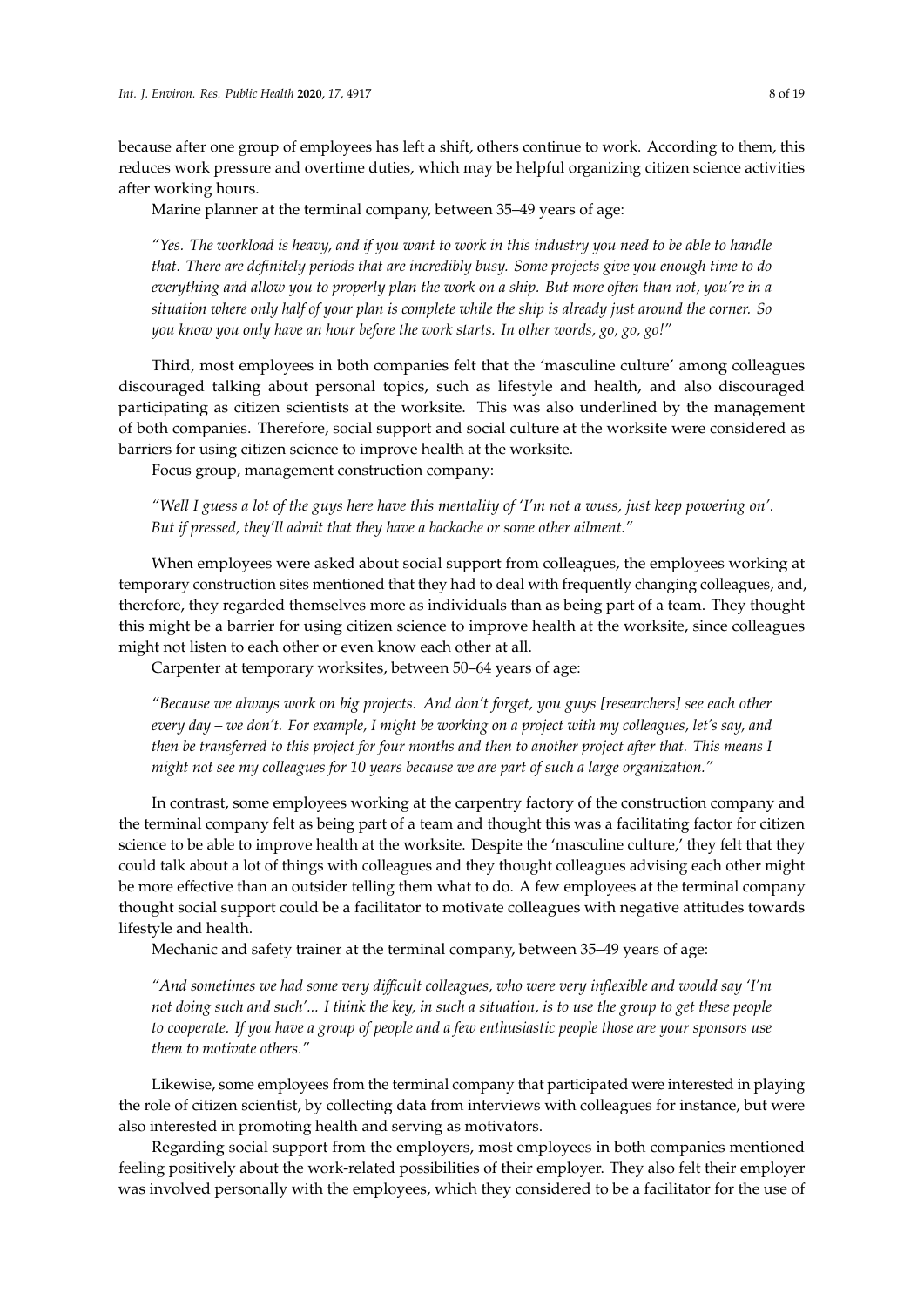because after one group of employees has left a shift, others continue to work. According to them, this reduces work pressure and overtime duties, which may be helpful organizing citizen science activities after working hours.

Marine planner at the terminal company, between 35–49 years of age:

> *"Yes. The workload is heavy, and if you want to work in this industry you need to be able to handle that. There are definitely periods that are incredibly busy. Some projects give you enough time to do everything and allow you to properly plan the work on a ship. But more often than not, you're in a situation where only half of your plan is complete while the ship is already just around the corner. So you know you only have an hour before the work starts. In other words, go, go, go!"*

Third, most employees in both companies felt that the 'masculine culture' among colleagues discouraged talking about personal topics, such as lifestyle and health, and also discouraged participating as citizen scientists at the worksite. This was also underlined by the management of both companies. Therefore, social support and social culture at the worksite were considered as barriers for using citizen science to improve health at the worksite.

Focus group, management construction company:

> *"Well I guess a lot of the guys here have this mentality of 'I'm not a wuss, just keep powering on'. But if pressed, they'll admit that they have a backache or some other ailment."*

When employees were asked about social support from colleagues, the employees working at temporary construction sites mentioned that they had to deal with frequently changing colleagues, and, therefore, they regarded themselves more as individuals than as being part of a team. They thought this might be a barrier for using citizen science to improve health at the worksite, since colleagues might not listen to each other or even know each other at all.

Carpenter at temporary worksites, between 50–64 years of age:

> *"Because we always work on big projects. And don't forget, you guys [researchers] see each other every day – we don't. For example, I might be working on a project with my colleagues, let's say, and then be transferred to this project for four months and then to another project after that. This means I might not see my colleagues for 10 years because we are part of such a large organization."*

In contrast, some employees working at the carpentry factory of the construction company and the terminal company felt as being part of a team and thought this was a facilitating factor for citizen science to be able to improve health at the worksite. Despite the 'masculine culture,' they felt that they could talk about a lot of things with colleagues and they thought colleagues advising each other might be more effective than an outsider telling them what to do. A few employees at the terminal company thought social support could be a facilitator to motivate colleagues with negative attitudes towards lifestyle and health.

Mechanic and safety trainer at the terminal company, between 35–49 years of age:

> *"And sometimes we had some very difficult colleagues, who were very inflexible and would say 'I'm not doing such and such'... I think the key, in such a situation, is to use the group to get these people to cooperate. If you have a group of people and a few enthusiastic people those are your sponsors use them to motivate others."*

Likewise, some employees from the terminal company that participated were interested in playing the role of citizen scientist, by collecting data from interviews with colleagues for instance, but were also interested in promoting health and serving as motivators.

Regarding social support from the employers, most employees in both companies mentioned feeling positively about the work-related possibilities of their employer. They also felt their employer was involved personally with the employees, which they considered to be a facilitator for the use of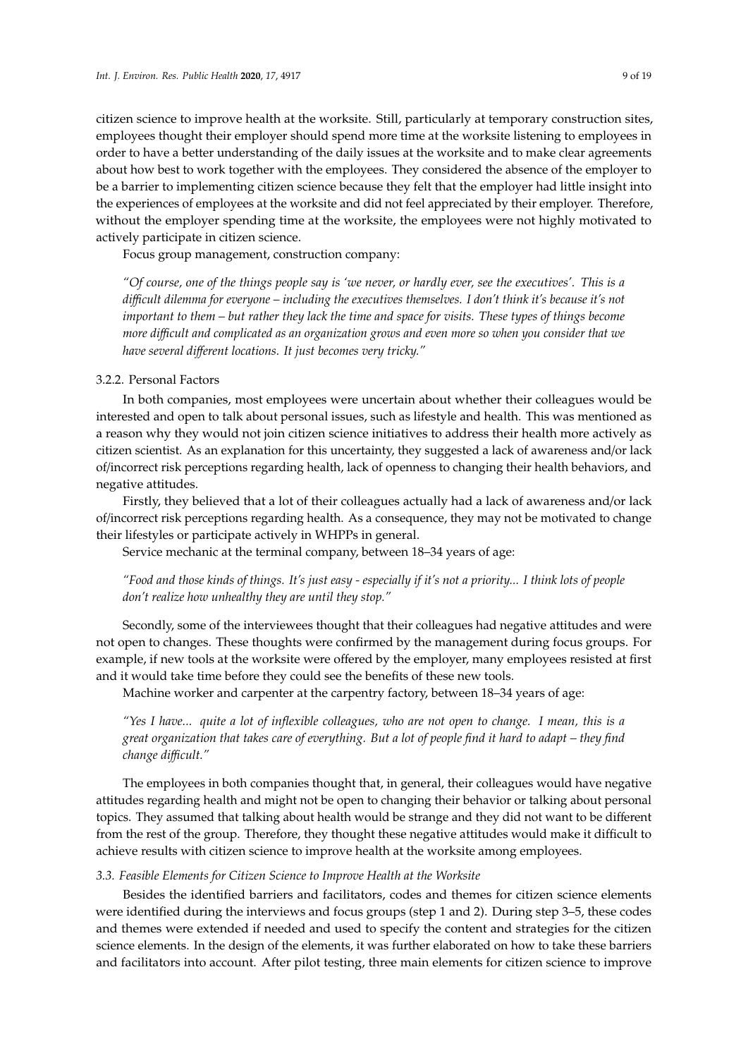citizen science to improve health at the worksite. Still, particularly at temporary construction sites, employees thought their employer should spend more time at the worksite listening to employees in order to have a better understanding of the daily issues at the worksite and to make clear agreements about how best to work together with the employees. They considered the absence of the employer to be a barrier to implementing citizen science because they felt that the employer had little insight into the experiences of employees at the worksite and did not feel appreciated by their employer. Therefore, without the employer spending time at the worksite, the employees were not highly motivated to actively participate in citizen science.

Focus group management, construction company:

*"Of course, one of the things people say is 'we never, or hardly ever, see the executives'. This is a difficult dilemma for everyone – including the executives themselves. I don't think it's because it's not important to them – but rather they lack the time and space for visits. These types of things become more difficult and complicated as an organization grows and even more so when you consider that we have several different locations. It just becomes very tricky."*

#### 3.2.2. Personal Factors

In both companies, most employees were uncertain about whether their colleagues would be interested and open to talk about personal issues, such as lifestyle and health. This was mentioned as a reason why they would not join citizen science initiatives to address their health more actively as citizen scientist. As an explanation for this uncertainty, they suggested a lack of awareness and/or lack of/incorrect risk perceptions regarding health, lack of openness to changing their health behaviors, and negative attitudes.

Firstly, they believed that a lot of their colleagues actually had a lack of awareness and/or lack of/incorrect risk perceptions regarding health. As a consequence, they may not be motivated to change their lifestyles or participate actively in WHPPs in general.

Service mechanic at the terminal company, between 18–34 years of age:

*"Food and those kinds of things. It's just easy - especially if it's not a priority... I think lots of people don't realize how unhealthy they are until they stop."*

Secondly, some of the interviewees thought that their colleagues had negative attitudes and were not open to changes. These thoughts were confirmed by the management during focus groups. For example, if new tools at the worksite were offered by the employer, many employees resisted at first and it would take time before they could see the benefits of these new tools.

Machine worker and carpenter at the carpentry factory, between 18–34 years of age:

*"Yes I have... quite a lot of inflexible colleagues, who are not open to change. I mean, this is a great organization that takes care of everything. But a lot of people find it hard to adapt – they find change difficult."*

The employees in both companies thought that, in general, their colleagues would have negative attitudes regarding health and might not be open to changing their behavior or talking about personal topics. They assumed that talking about health would be strange and they did not want to be different from the rest of the group. Therefore, they thought these negative attitudes would make it difficult to achieve results with citizen science to improve health at the worksite among employees.

### *3.3. Feasible Elements for Citizen Science to Improve Health at the Worksite*

Besides the identified barriers and facilitators, codes and themes for citizen science elements were identified during the interviews and focus groups (step 1 and 2). During step 3–5, these codes and themes were extended if needed and used to specify the content and strategies for the citizen science elements. In the design of the elements, it was further elaborated on how to take these barriers and facilitators into account. After pilot testing, three main elements for citizen science to improve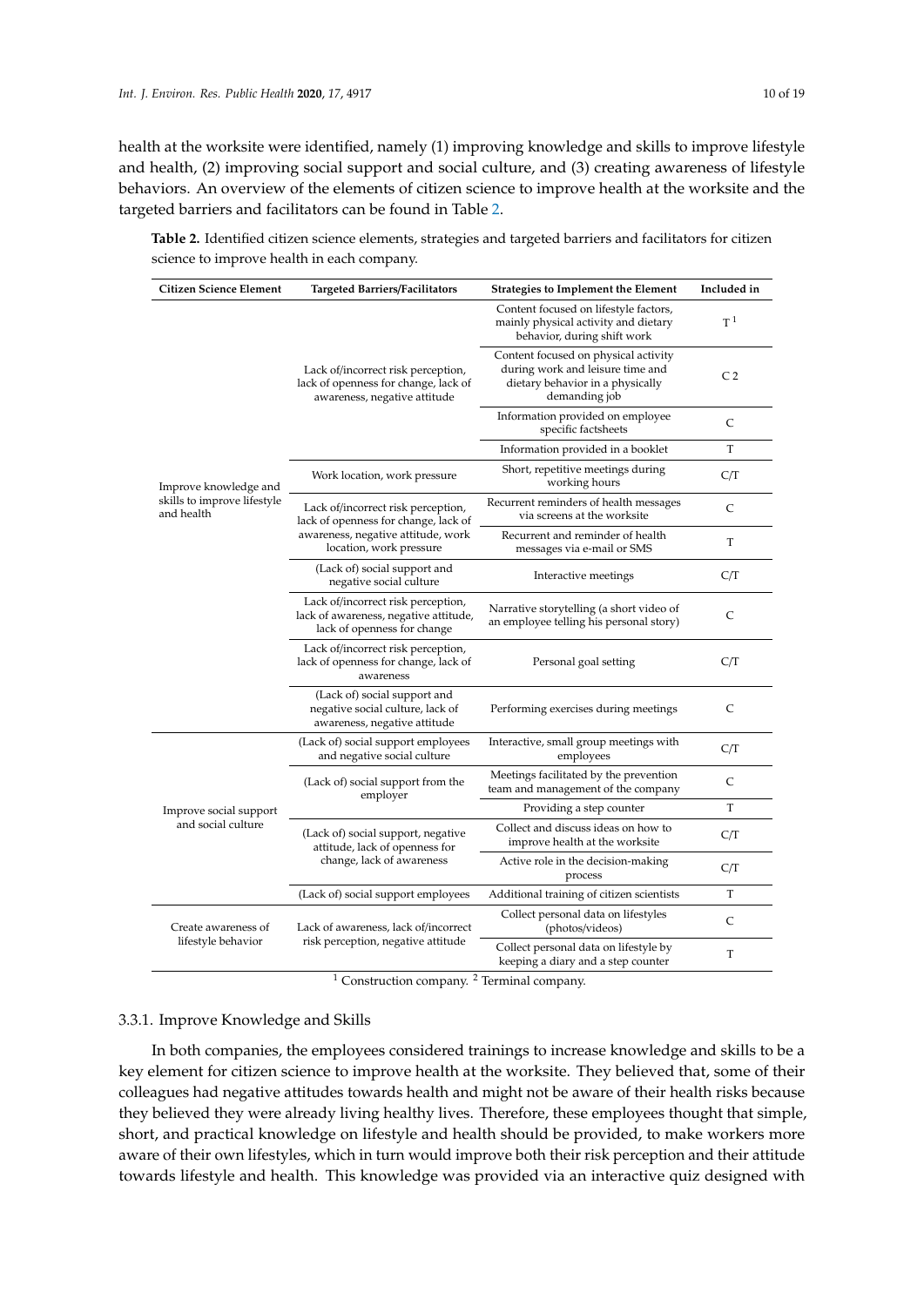health at the worksite were identified, namely (1) improving knowledge and skills to improve lifestyle and health, (2) improving social support and social culture, and (3) creating awareness of lifestyle behaviors. An overview of the elements of citizen science to improve health at the worksite and the targeted barriers and facilitators can be found in Table 2.

**Table 2.** Identified citizen science elements, strategies and targeted barriers and facilitators for citizen science to improve health in each company.

| Citizen Science Element | Targeted Barriers/Facilitators | Strategies to Implement the Element | Included in |
|---|---|---|---|
| Improve knowledge and skills to improve lifestyle and health | Lack of/incorrect risk perception, lack of openness for change, lack of awareness, negative attitude | Content focused on lifestyle factors, mainly physical activity and dietary behavior, during shift work | T [1] |
| | | Content focused on physical activity during work and leisure time and dietary behavior in a physically demanding job | C [2] |
| | | Information provided on employee specific factsheets | C |
| | | Information provided in a booklet | T |
| | Work location, work pressure | Short, repetitive meetings during working hours | C/T |
| | Lack of/incorrect risk perception, lack of openness for change, lack of awareness, negative attitude, work location, work pressure | Recurrent reminders of health messages via screens at the worksite | C |
| | | Recurrent and reminder of health messages via e-mail or SMS | T |
| | (Lack of) social support and negative social culture | Interactive meetings | C/T |
| | Lack of/incorrect risk perception, lack of awareness, negative attitude, lack of openness for change | Narrative storytelling (a short video of an employee telling his personal story) | C |
| | Lack of/incorrect risk perception, lack of openness for change, lack of awareness | Personal goal setting | C/T |
| | (Lack of) social support and negative social culture, lack of awareness, negative attitude | Performing exercises during meetings | C |
| Improve social support and social culture | (Lack of) social support employees and negative social culture | Interactive, small group meetings with employees | C/T |
| | (Lack of) social support from the employer | Meetings facilitated by the prevention team and management of the company | C |
| | | Providing a step counter | T |
| | (Lack of) social support, negative attitude, lack of openness for change, lack of awareness | Collect and discuss ideas on how to improve health at the worksite | C/T |
| | | Active role in the decision-making process | C/T |
| | (Lack of) social support employees | Additional training of citizen scientists | T |
| Create awareness of lifestyle behavior | Lack of awareness, lack of/incorrect risk perception, negative attitude | Collect personal data on lifestyles (photos/videos) | C |
| | | Collect personal data on lifestyle by keeping a diary and a step counter | T |

[1] Construction company. [2] Terminal company.

### 3.3.1. Improve Knowledge and Skills

In both companies, the employees considered trainings to increase knowledge and skills to be a key element for citizen science to improve health at the worksite. They believed that, some of their colleagues had negative attitudes towards health and might not be aware of their health risks because they believed they were already living healthy lives. Therefore, these employees thought that simple, short, and practical knowledge on lifestyle and health should be provided, to make workers more aware of their own lifestyles, which in turn would improve both their risk perception and their attitude towards lifestyle and health. This knowledge was provided via an interactive quiz designed with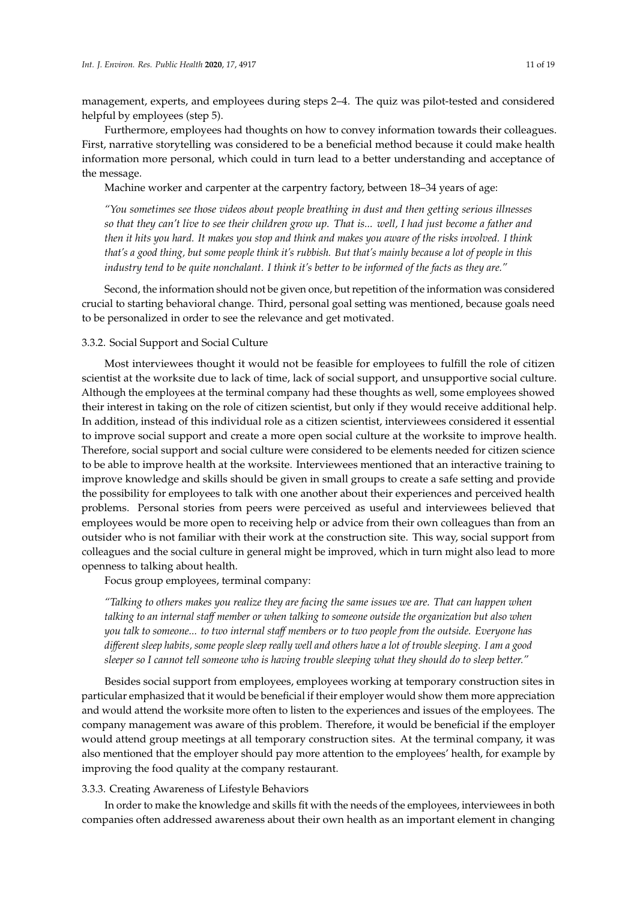management, experts, and employees during steps 2–4. The quiz was pilot-tested and considered helpful by employees (step 5).

Furthermore, employees had thoughts on how to convey information towards their colleagues. First, narrative storytelling was considered to be a beneficial method because it could make health information more personal, which could in turn lead to a better understanding and acceptance of the message.

Machine worker and carpenter at the carpentry factory, between 18–34 years of age:

> *"You sometimes see those videos about people breathing in dust and then getting serious illnesses so that they can't live to see their children grow up. That is... well, I had just become a father and then it hits you hard. It makes you stop and think and makes you aware of the risks involved. I think that's a good thing, but some people think it's rubbish. But that's mainly because a lot of people in this industry tend to be quite nonchalant. I think it's better to be informed of the facts as they are."*

Second, the information should not be given once, but repetition of the information was considered crucial to starting behavioral change. Third, personal goal setting was mentioned, because goals need to be personalized in order to see the relevance and get motivated.

#### 3.3.2. Social Support and Social Culture

Most interviewees thought it would not be feasible for employees to fulfill the role of citizen scientist at the worksite due to lack of time, lack of social support, and unsupportive social culture. Although the employees at the terminal company had these thoughts as well, some employees showed their interest in taking on the role of citizen scientist, but only if they would receive additional help. In addition, instead of this individual role as a citizen scientist, interviewees considered it essential to improve social support and create a more open social culture at the worksite to improve health. Therefore, social support and social culture were considered to be elements needed for citizen science to be able to improve health at the worksite. Interviewees mentioned that an interactive training to improve knowledge and skills should be given in small groups to create a safe setting and provide the possibility for employees to talk with one another about their experiences and perceived health problems. Personal stories from peers were perceived as useful and interviewees believed that employees would be more open to receiving help or advice from their own colleagues than from an outsider who is not familiar with their work at the construction site. This way, social support from colleagues and the social culture in general might be improved, which in turn might also lead to more openness to talking about health.

Focus group employees, terminal company:

> *"Talking to others makes you realize they are facing the same issues we are. That can happen when talking to an internal staff member or when talking to someone outside the organization but also when you talk to someone... to two internal staff members or to two people from the outside. Everyone has different sleep habits, some people sleep really well and others have a lot of trouble sleeping. I am a good sleeper so I cannot tell someone who is having trouble sleeping what they should do to sleep better."*

Besides social support from employees, employees working at temporary construction sites in particular emphasized that it would be beneficial if their employer would show them more appreciation and would attend the worksite more often to listen to the experiences and issues of the employees. The company management was aware of this problem. Therefore, it would be beneficial if the employer would attend group meetings at all temporary construction sites. At the terminal company, it was also mentioned that the employer should pay more attention to the employees' health, for example by improving the food quality at the company restaurant.

#### 3.3.3. Creating Awareness of Lifestyle Behaviors

In order to make the knowledge and skills fit with the needs of the employees, interviewees in both companies often addressed awareness about their own health as an important element in changing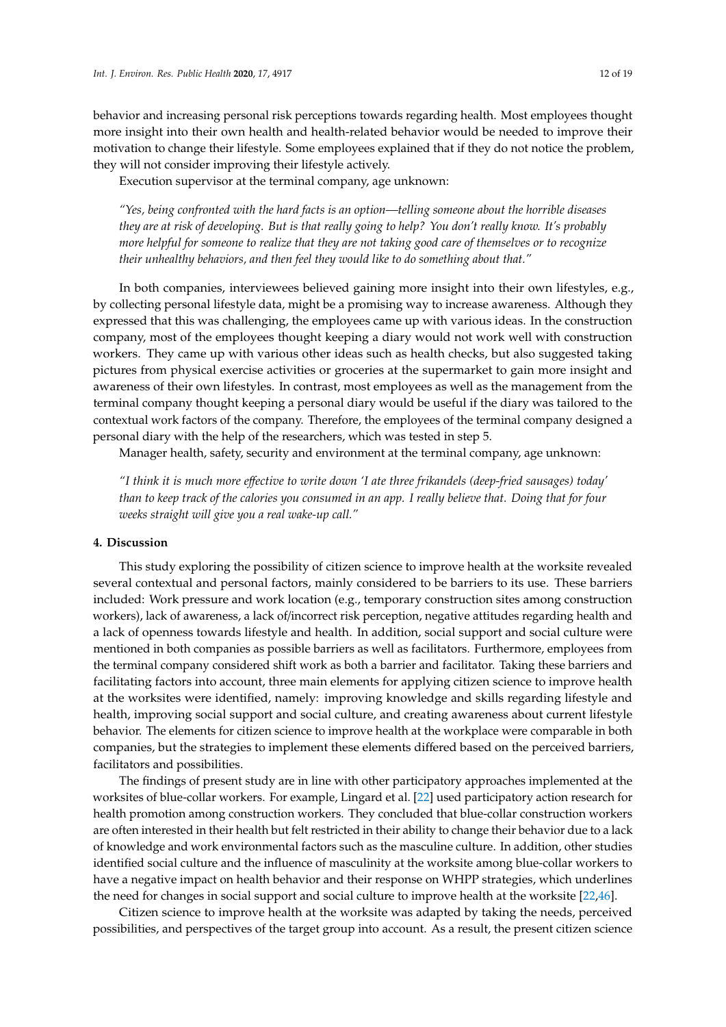behavior and increasing personal risk perceptions towards regarding health. Most employees thought more insight into their own health and health-related behavior would be needed to improve their motivation to change their lifestyle. Some employees explained that if they do not notice the problem, they will not consider improving their lifestyle actively.

Execution supervisor at the terminal company, age unknown:

*"Yes, being confronted with the hard facts is an option—telling someone about the horrible diseases they are at risk of developing. But is that really going to help? You don't really know. It's probably more helpful for someone to realize that they are not taking good care of themselves or to recognize their unhealthy behaviors, and then feel they would like to do something about that."*

In both companies, interviewees believed gaining more insight into their own lifestyles, e.g., by collecting personal lifestyle data, might be a promising way to increase awareness. Although they expressed that this was challenging, the employees came up with various ideas. In the construction company, most of the employees thought keeping a diary would not work well with construction workers. They came up with various other ideas such as health checks, but also suggested taking pictures from physical exercise activities or groceries at the supermarket to gain more insight and awareness of their own lifestyles. In contrast, most employees as well as the management from the terminal company thought keeping a personal diary would be useful if the diary was tailored to the contextual work factors of the company. Therefore, the employees of the terminal company designed a personal diary with the help of the researchers, which was tested in step 5.

Manager health, safety, security and environment at the terminal company, age unknown:

*"I think it is much more effective to write down 'I ate three frikandels (deep-fried sausages) today' than to keep track of the calories you consumed in an app. I really believe that. Doing that for four weeks straight will give you a real wake-up call."*

## 4. Discussion

This study exploring the possibility of citizen science to improve health at the worksite revealed several contextual and personal factors, mainly considered to be barriers to its use. These barriers included: Work pressure and work location (e.g., temporary construction sites among construction workers), lack of awareness, a lack of/incorrect risk perception, negative attitudes regarding health and a lack of openness towards lifestyle and health. In addition, social support and social culture were mentioned in both companies as possible barriers as well as facilitators. Furthermore, employees from the terminal company considered shift work as both a barrier and facilitator. Taking these barriers and facilitating factors into account, three main elements for applying citizen science to improve health at the worksites were identified, namely: improving knowledge and skills regarding lifestyle and health, improving social support and social culture, and creating awareness about current lifestyle behavior. The elements for citizen science to improve health at the workplace were comparable in both companies, but the strategies to implement these elements differed based on the perceived barriers, facilitators and possibilities.

The findings of present study are in line with other participatory approaches implemented at the worksites of blue-collar workers. For example, Lingard et al. [22] used participatory action research for health promotion among construction workers. They concluded that blue-collar construction workers are often interested in their health but felt restricted in their ability to change their behavior due to a lack of knowledge and work environmental factors such as the masculine culture. In addition, other studies identified social culture and the influence of masculinity at the worksite among blue-collar workers to have a negative impact on health behavior and their response on WHPP strategies, which underlines the need for changes in social support and social culture to improve health at the worksite [22,46].

Citizen science to improve health at the worksite was adapted by taking the needs, perceived possibilities, and perspectives of the target group into account. As a result, the present citizen science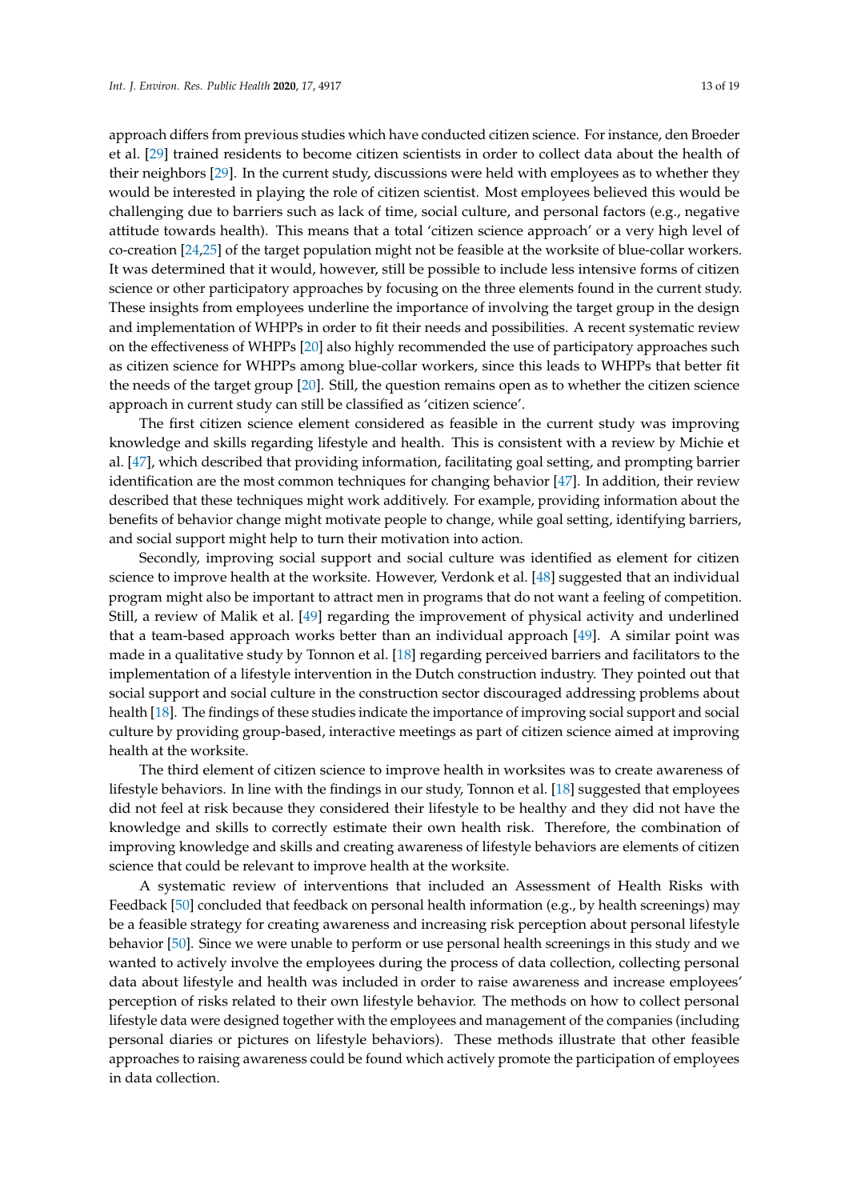approach differs from previous studies which have conducted citizen science. For instance, den Broeder et al. [29] trained residents to become citizen scientists in order to collect data about the health of their neighbors [29]. In the current study, discussions were held with employees as to whether they would be interested in playing the role of citizen scientist. Most employees believed this would be challenging due to barriers such as lack of time, social culture, and personal factors (e.g., negative attitude towards health). This means that a total 'citizen science approach' or a very high level of co-creation [24,25] of the target population might not be feasible at the worksite of blue-collar workers. It was determined that it would, however, still be possible to include less intensive forms of citizen science or other participatory approaches by focusing on the three elements found in the current study. These insights from employees underline the importance of involving the target group in the design and implementation of WHPPs in order to fit their needs and possibilities. A recent systematic review on the effectiveness of WHPPs [20] also highly recommended the use of participatory approaches such as citizen science for WHPPs among blue-collar workers, since this leads to WHPPs that better fit the needs of the target group [20]. Still, the question remains open as to whether the citizen science approach in current study can still be classified as 'citizen science'.

The first citizen science element considered as feasible in the current study was improving knowledge and skills regarding lifestyle and health. This is consistent with a review by Michie et al. [47], which described that providing information, facilitating goal setting, and prompting barrier identification are the most common techniques for changing behavior [47]. In addition, their review described that these techniques might work additively. For example, providing information about the benefits of behavior change might motivate people to change, while goal setting, identifying barriers, and social support might help to turn their motivation into action.

Secondly, improving social support and social culture was identified as element for citizen science to improve health at the worksite. However, Verdonk et al. [48] suggested that an individual program might also be important to attract men in programs that do not want a feeling of competition. Still, a review of Malik et al. [49] regarding the improvement of physical activity and underlined that a team-based approach works better than an individual approach [49]. A similar point was made in a qualitative study by Tonnon et al. [18] regarding perceived barriers and facilitators to the implementation of a lifestyle intervention in the Dutch construction industry. They pointed out that social support and social culture in the construction sector discouraged addressing problems about health [18]. The findings of these studies indicate the importance of improving social support and social culture by providing group-based, interactive meetings as part of citizen science aimed at improving health at the worksite.

The third element of citizen science to improve health in worksites was to create awareness of lifestyle behaviors. In line with the findings in our study, Tonnon et al. [18] suggested that employees did not feel at risk because they considered their lifestyle to be healthy and they did not have the knowledge and skills to correctly estimate their own health risk. Therefore, the combination of improving knowledge and skills and creating awareness of lifestyle behaviors are elements of citizen science that could be relevant to improve health at the worksite.

A systematic review of interventions that included an Assessment of Health Risks with Feedback [50] concluded that feedback on personal health information (e.g., by health screenings) may be a feasible strategy for creating awareness and increasing risk perception about personal lifestyle behavior [50]. Since we were unable to perform or use personal health screenings in this study and we wanted to actively involve the employees during the process of data collection, collecting personal data about lifestyle and health was included in order to raise awareness and increase employees' perception of risks related to their own lifestyle behavior. The methods on how to collect personal lifestyle data were designed together with the employees and management of the companies (including personal diaries or pictures on lifestyle behaviors). These methods illustrate that other feasible approaches to raising awareness could be found which actively promote the participation of employees in data collection.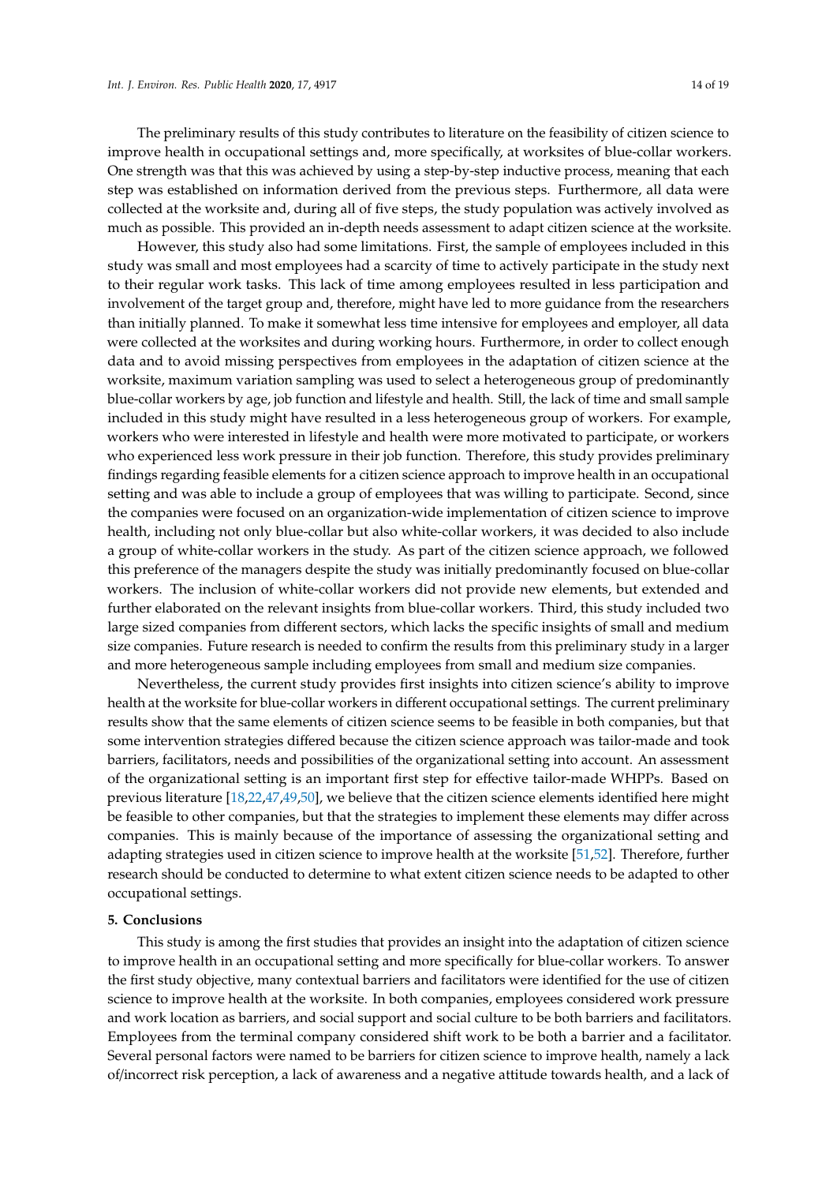The preliminary results of this study contributes to literature on the feasibility of citizen science to improve health in occupational settings and, more specifically, at worksites of blue-collar workers. One strength was that this was achieved by using a step-by-step inductive process, meaning that each step was established on information derived from the previous steps. Furthermore, all data were collected at the worksite and, during all of five steps, the study population was actively involved as much as possible. This provided an in-depth needs assessment to adapt citizen science at the worksite.

However, this study also had some limitations. First, the sample of employees included in this study was small and most employees had a scarcity of time to actively participate in the study next to their regular work tasks. This lack of time among employees resulted in less participation and involvement of the target group and, therefore, might have led to more guidance from the researchers than initially planned. To make it somewhat less time intensive for employees and employer, all data were collected at the worksites and during working hours. Furthermore, in order to collect enough data and to avoid missing perspectives from employees in the adaptation of citizen science at the worksite, maximum variation sampling was used to select a heterogeneous group of predominantly blue-collar workers by age, job function and lifestyle and health. Still, the lack of time and small sample included in this study might have resulted in a less heterogeneous group of workers. For example, workers who were interested in lifestyle and health were more motivated to participate, or workers who experienced less work pressure in their job function. Therefore, this study provides preliminary findings regarding feasible elements for a citizen science approach to improve health in an occupational setting and was able to include a group of employees that was willing to participate. Second, since the companies were focused on an organization-wide implementation of citizen science to improve health, including not only blue-collar but also white-collar workers, it was decided to also include a group of white-collar workers in the study. As part of the citizen science approach, we followed this preference of the managers despite the study was initially predominantly focused on blue-collar workers. The inclusion of white-collar workers did not provide new elements, but extended and further elaborated on the relevant insights from blue-collar workers. Third, this study included two large sized companies from different sectors, which lacks the specific insights of small and medium size companies. Future research is needed to confirm the results from this preliminary study in a larger and more heterogeneous sample including employees from small and medium size companies.

Nevertheless, the current study provides first insights into citizen science's ability to improve health at the worksite for blue-collar workers in different occupational settings. The current preliminary results show that the same elements of citizen science seems to be feasible in both companies, but that some intervention strategies differed because the citizen science approach was tailor-made and took barriers, facilitators, needs and possibilities of the organizational setting into account. An assessment of the organizational setting is an important first step for effective tailor-made WHPPs. Based on previous literature [18,22,47,49,50], we believe that the citizen science elements identified here might be feasible to other companies, but that the strategies to implement these elements may differ across companies. This is mainly because of the importance of assessing the organizational setting and adapting strategies used in citizen science to improve health at the worksite [51,52]. Therefore, further research should be conducted to determine to what extent citizen science needs to be adapted to other occupational settings.

## 5. Conclusions

This study is among the first studies that provides an insight into the adaptation of citizen science to improve health in an occupational setting and more specifically for blue-collar workers. To answer the first study objective, many contextual barriers and facilitators were identified for the use of citizen science to improve health at the worksite. In both companies, employees considered work pressure and work location as barriers, and social support and social culture to be both barriers and facilitators. Employees from the terminal company considered shift work to be both a barrier and a facilitator. Several personal factors were named to be barriers for citizen science to improve health, namely a lack of/incorrect risk perception, a lack of awareness and a negative attitude towards health, and a lack of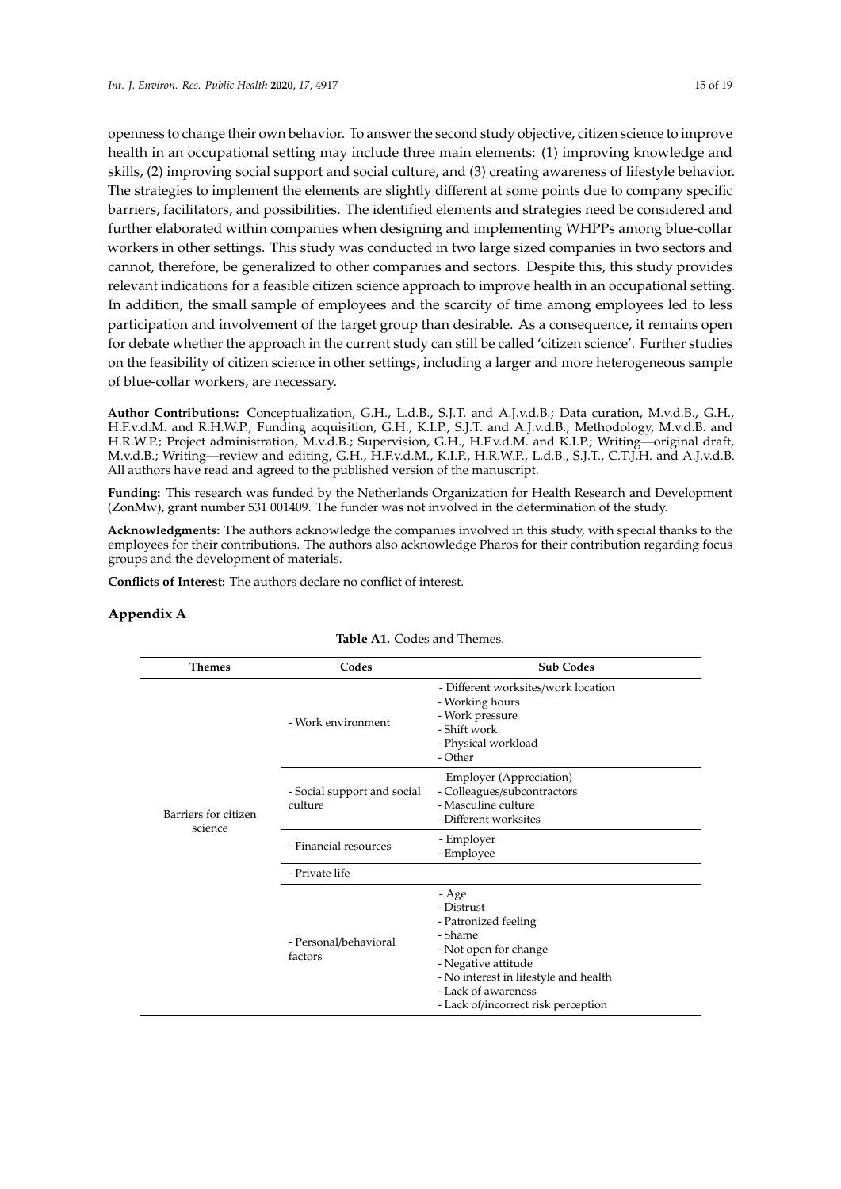openness to change their own behavior. To answer the second study objective, citizen science to improve health in an occupational setting may include three main elements: (1) improving knowledge and skills, (2) improving social support and social culture, and (3) creating awareness of lifestyle behavior. The strategies to implement the elements are slightly different at some points due to company specific barriers, facilitators, and possibilities. The identified elements and strategies need be considered and further elaborated within companies when designing and implementing WHPPs among blue-collar workers in other settings. This study was conducted in two large sized companies in two sectors and cannot, therefore, be generalized to other companies and sectors. Despite this, this study provides relevant indications for a feasible citizen science approach to improve health in an occupational setting. In addition, the small sample of employees and the scarcity of time among employees led to less participation and involvement of the target group than desirable. As a consequence, it remains open for debate whether the approach in the current study can still be called 'citizen science'. Further studies on the feasibility of citizen science in other settings, including a larger and more heterogeneous sample of blue-collar workers, are necessary.

**Author Contributions:** Conceptualization, G.H., L.d.B., S.J.T. and A.J.v.d.B.; Data curation, M.v.d.B., G.H., H.F.v.d.M. and R.H.W.P.; Funding acquisition, G.H., K.I.P., S.J.T. and A.J.v.d.B.; Methodology, M.v.d.B. and H.R.W.P.; Project administration, M.v.d.B.; Supervision, G.H., H.F.v.d.M. and K.I.P.; Writing—original draft, M.v.d.B.; Writing—review and editing, G.H., H.F.v.d.M., K.I.P., H.R.W.P., L.d.B., S.J.T., C.T.J.H. and A.J.v.d.B. All authors have read and agreed to the published version of the manuscript.

**Funding:** This research was funded by the Netherlands Organization for Health Research and Development (ZonMw), grant number 531 001409. The funder was not involved in the determination of the study.

**Acknowledgments:** The authors acknowledge the companies involved in this study, with special thanks to the employees for their contributions. The authors also acknowledge Pharos for their contribution regarding focus groups and the development of materials.

**Conflicts of Interest:** The authors declare no conflict of interest.

## Appendix A

**Table A1.** Codes and Themes.

| Themes | Codes | Sub Codes |
|---|---|---|
| Barriers for citizen science | - Work environment | - Different worksites/work location<br>- Working hours<br>- Work pressure<br>- Shift work<br>- Physical workload<br>- Other |
| | - Social support and social culture | - Employer (Appreciation)<br>- Colleagues/subcontractors<br>- Masculine culture<br>- Different worksites |
| | - Financial resources | - Employer<br>- Employee |
| | - Private life | |
| | - Personal/behavioral factors | - Age<br>- Distrust<br>- Patronized feeling<br>- Shame<br>- Not open for change<br>- Negative attitude<br>- No interest in lifestyle and health<br>- Lack of awareness<br>- Lack of/incorrect risk perception |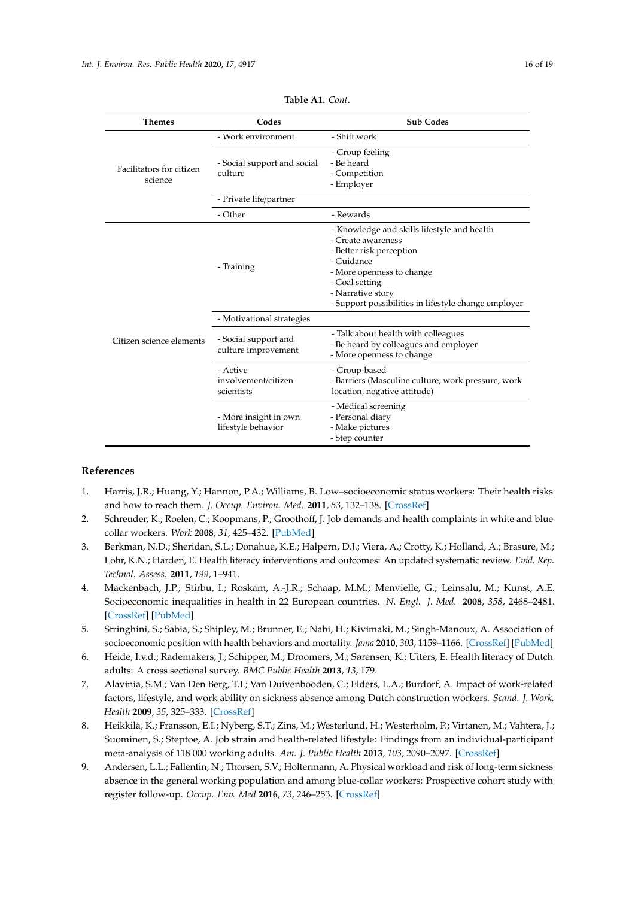**Table A1.** *Cont.*

| Themes | Codes | Sub Codes |
| --- | --- | --- |
| Facilitators for citizen science | - Work environment | - Shift work |
| | - Social support and social culture | - Group feeling<br>- Be heard<br>- Competition<br>- Employer |
| | - Private life/partner | |
| | - Other | - Rewards |
| Citizen science elements | - Training | - Knowledge and skills lifestyle and health<br>- Create awareness<br>- Better risk perception<br>- Guidance<br>- More openness to change<br>- Goal setting<br>- Narrative story<br>- Support possibilities in lifestyle change employer |
| | - Motivational strategies | |
| | - Social support and culture improvement | - Talk about health with colleagues<br>- Be heard by colleagues and employer<br>- More openness to change |
| | - Active involvement/citizen scientists | - Group-based<br>- Barriers (Masculine culture, work pressure, work location, negative attitude) |
| | - More insight in own lifestyle behavior | - Medical screening<br>- Personal diary<br>- Make pictures<br>- Step counter |

## References

1. Harris, J.R.; Huang, Y.; Hannon, P.A.; Williams, B. Low–socioeconomic status workers: Their health risks and how to reach them. *J. Occup. Environ. Med.* **2011**, *53*, 132–138. [CrossRef]
2. Schreuder, K.; Roelen, C.; Koopmans, P.; Groothoff, J. Job demands and health complaints in white and blue collar workers. *Work* **2008**, *31*, 425–432. [PubMed]
3. Berkman, N.D.; Sheridan, S.L.; Donahue, K.E.; Halpern, D.J.; Viera, A.; Crotty, K.; Holland, A.; Brasure, M.; Lohr, K.N.; Harden, E. Health literacy interventions and outcomes: An updated systematic review. *Evid. Rep. Technol. Assess.* **2011**, *199*, 1–941.
4. Mackenbach, J.P.; Stirbu, I.; Roskam, A.-J.R.; Schaap, M.M.; Menvielle, G.; Leinsalu, M.; Kunst, A.E. Socioeconomic inequalities in health in 22 European countries. *N. Engl. J. Med.* **2008**, *358*, 2468–2481. [CrossRef] [PubMed]
5. Stringhini, S.; Sabia, S.; Shipley, M.; Brunner, E.; Nabi, H.; Kivimaki, M.; Singh-Manoux, A. Association of socioeconomic position with health behaviors and mortality. *Jama* **2010**, *303*, 1159–1166. [CrossRef] [PubMed]
6. Heide, I.v.d.; Rademakers, J.; Schipper, M.; Droomers, M.; Sørensen, K.; Uiters, E. Health literacy of Dutch adults: A cross sectional survey. *BMC Public Health* **2013**, *13*, 179.
7. Alavinia, S.M.; Van Den Berg, T.I.; Van Duivenbooden, C.; Elders, L.A.; Burdorf, A. Impact of work-related factors, lifestyle, and work ability on sickness absence among Dutch construction workers. *Scand. J. Work. Health* **2009**, *35*, 325–333. [CrossRef]
8. Heikkilä, K.; Fransson, E.I.; Nyberg, S.T.; Zins, M.; Westerlund, H.; Westerholm, P.; Virtanen, M.; Vahtera, J.; Suominen, S.; Steptoe, A. Job strain and health-related lifestyle: Findings from an individual-participant meta-analysis of 118 000 working adults. *Am. J. Public Health* **2013**, *103*, 2090–2097. [CrossRef]
9. Andersen, L.L.; Fallentin, N.; Thorsen, S.V.; Holtermann, A. Physical workload and risk of long-term sickness absence in the general working population and among blue-collar workers: Prospective cohort study with register follow-up. *Occup. Env. Med* **2016**, *73*, 246–253. [CrossRef]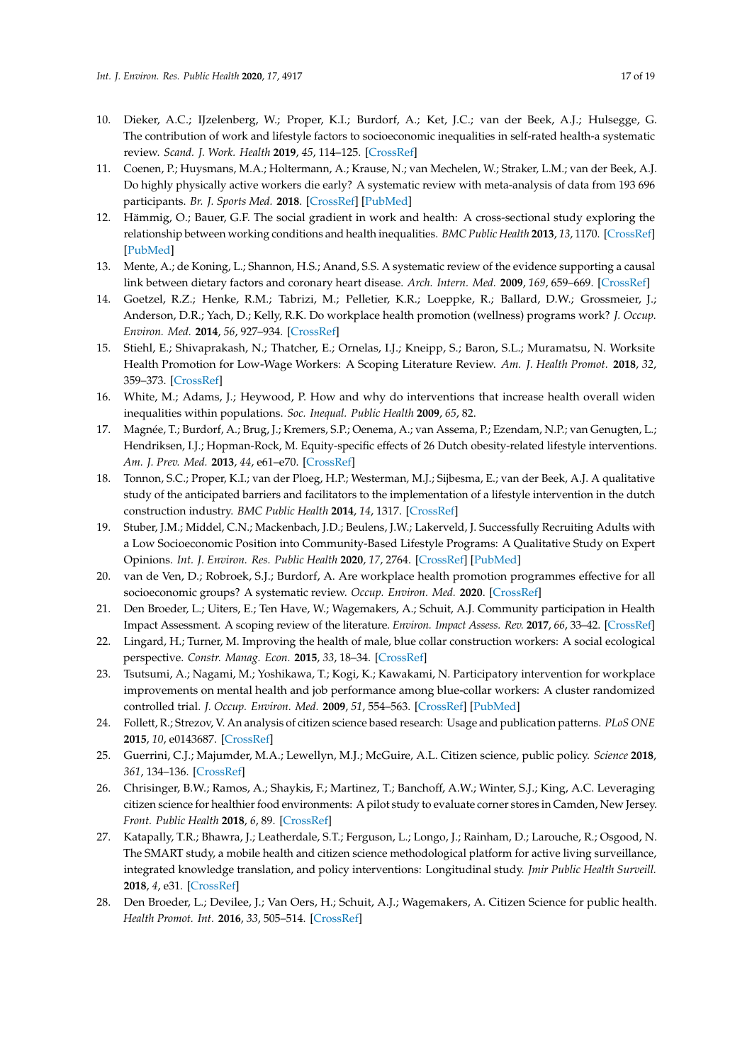10. Dieker, A.C.; IJzelenberg, W.; Proper, K.I.; Burdorf, A.; Ket, J.C.; van der Beek, A.J.; Hulsegge, G. The contribution of work and lifestyle factors to socioeconomic inequalities in self-rated health-a systematic review. *Scand. J. Work. Health* **2019**, *45*, 114–125. [CrossRef]
11. Coenen, P.; Huysmans, M.A.; Holtermann, A.; Krause, N.; van Mechelen, W.; Straker, L.M.; van der Beek, A.J. Do highly physically active workers die early? A systematic review with meta-analysis of data from 193 696 participants. *Br. J. Sports Med.* **2018**. [CrossRef] [PubMed]
12. Hämmig, O.; Bauer, G.F. The social gradient in work and health: A cross-sectional study exploring the relationship between working conditions and health inequalities. *BMC Public Health* **2013**, *13*, 1170. [CrossRef] [PubMed]
13. Mente, A.; de Koning, L.; Shannon, H.S.; Anand, S.S. A systematic review of the evidence supporting a causal link between dietary factors and coronary heart disease. *Arch. Intern. Med.* **2009**, *169*, 659–669. [CrossRef]
14. Goetzel, R.Z.; Henke, R.M.; Tabrizi, M.; Pelletier, K.R.; Loeppke, R.; Ballard, D.W.; Grossmeier, J.; Anderson, D.R.; Yach, D.; Kelly, R.K. Do workplace health promotion (wellness) programs work? *J. Occup. Environ. Med.* **2014**, *56*, 927–934. [CrossRef]
15. Stiehl, E.; Shivaprakash, N.; Thatcher, E.; Ornelas, I.J.; Kneipp, S.; Baron, S.L.; Muramatsu, N. Worksite Health Promotion for Low-Wage Workers: A Scoping Literature Review. *Am. J. Health Promot.* **2018**, *32*, 359–373. [CrossRef]
16. White, M.; Adams, J.; Heywood, P. How and why do interventions that increase health overall widen inequalities within populations. *Soc. Inequal. Public Health* **2009**, *65*, 82.
17. Magnée, T.; Burdorf, A.; Brug, J.; Kremers, S.P.; Oenema, A.; van Assema, P.; Ezendam, N.P.; van Genugten, L.; Hendriksen, I.J.; Hopman-Rock, M. Equity-specific effects of 26 Dutch obesity-related lifestyle interventions. *Am. J. Prev. Med.* **2013**, *44*, e61–e70. [CrossRef]
18. Tonnon, S.C.; Proper, K.I.; van der Ploeg, H.P.; Westerman, M.J.; Sijbesma, E.; van der Beek, A.J. A qualitative study of the anticipated barriers and facilitators to the implementation of a lifestyle intervention in the dutch construction industry. *BMC Public Health* **2014**, *14*, 1317. [CrossRef]
19. Stuber, J.M.; Middel, C.N.; Mackenbach, J.D.; Beulens, J.W.; Lakerveld, J. Successfully Recruiting Adults with a Low Socioeconomic Position into Community-Based Lifestyle Programs: A Qualitative Study on Expert Opinions. *Int. J. Environ. Res. Public Health* **2020**, *17*, 2764. [CrossRef] [PubMed]
20. van de Ven, D.; Robroek, S.J.; Burdorf, A. Are workplace health promotion programmes effective for all socioeconomic groups? A systematic review. *Occup. Environ. Med.* **2020**. [CrossRef]
21. Den Broeder, L.; Uiters, E.; Ten Have, W.; Wagemakers, A.; Schuit, A.J. Community participation in Health Impact Assessment. A scoping review of the literature. *Environ. Impact Assess. Rev.* **2017**, *66*, 33–42. [CrossRef]
22. Lingard, H.; Turner, M. Improving the health of male, blue collar construction workers: A social ecological perspective. *Constr. Manag. Econ.* **2015**, *33*, 18–34. [CrossRef]
23. Tsutsumi, A.; Nagami, M.; Yoshikawa, T.; Kogi, K.; Kawakami, N. Participatory intervention for workplace improvements on mental health and job performance among blue-collar workers: A cluster randomized controlled trial. *J. Occup. Environ. Med.* **2009**, *51*, 554–563. [CrossRef] [PubMed]
24. Follett, R.; Strezov, V. An analysis of citizen science based research: Usage and publication patterns. *PLoS ONE* **2015**, *10*, e0143687. [CrossRef]
25. Guerrini, C.J.; Majumder, M.A.; Lewellyn, M.J.; McGuire, A.L. Citizen science, public policy. *Science* **2018**, *361*, 134–136. [CrossRef]
26. Chrisinger, B.W.; Ramos, A.; Shaykis, F.; Martinez, T.; Banchoff, A.W.; Winter, S.J.; King, A.C. Leveraging citizen science for healthier food environments: A pilot study to evaluate corner stores in Camden, New Jersey. *Front. Public Health* **2018**, *6*, 89. [CrossRef]
27. Katapally, T.R.; Bhawra, J.; Leatherdale, S.T.; Ferguson, L.; Longo, J.; Rainham, D.; Larouche, R.; Osgood, N. The SMART study, a mobile health and citizen science methodological platform for active living surveillance, integrated knowledge translation, and policy interventions: Longitudinal study. *Jmir Public Health Surveill.* **2018**, *4*, e31. [CrossRef]
28. Den Broeder, L.; Devilee, J.; Van Oers, H.; Schuit, A.J.; Wagemakers, A. Citizen Science for public health. *Health Promot. Int.* **2016**, *33*, 505–514. [CrossRef]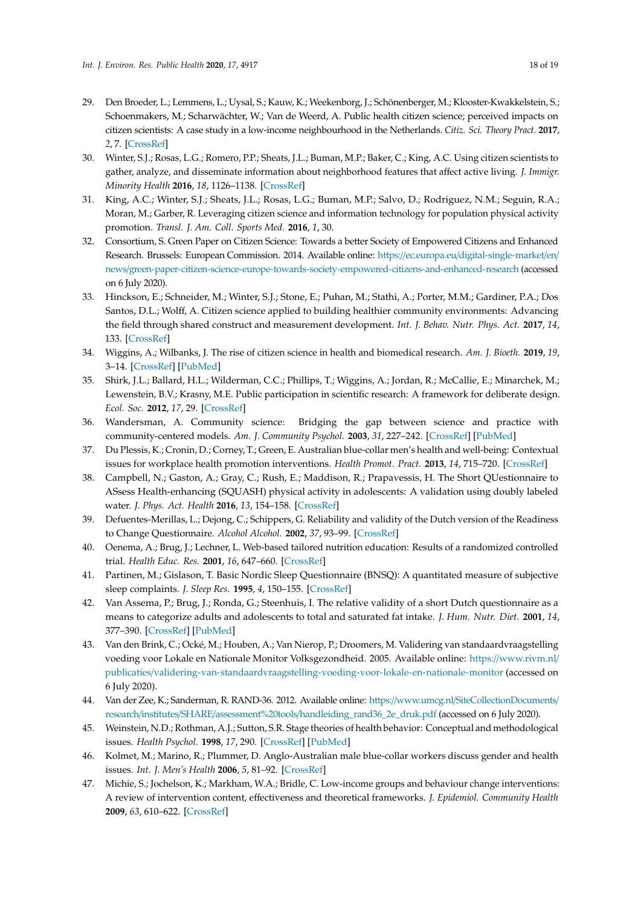29. Den Broeder, L.; Lemmens, L.; Uysal, S.; Kauw, K.; Weekenborg, J.; Schönenberger, M.; Klooster-Kwakkelstein, S.; Schoenmakers, M.; Scharwächter, W.; Van de Weerd, A. Public health citizen science; perceived impacts on citizen scientists: A case study in a low-income neighbourhood in the Netherlands. *Citiz. Sci. Theory Pract.* **2017**, *2*, 7. [CrossRef]
30. Winter, S.J.; Rosas, L.G.; Romero, P.P.; Sheats, J.L.; Buman, M.P.; Baker, C.; King, A.C. Using citizen scientists to gather, analyze, and disseminate information about neighborhood features that affect active living. *J. Immigr. Minority Health* **2016**, *18*, 1126–1138. [CrossRef]
31. King, A.C.; Winter, S.J.; Sheats, J.L.; Rosas, L.G.; Buman, M.P.; Salvo, D.; Rodriguez, N.M.; Seguin, R.A.; Moran, M.; Garber, R. Leveraging citizen science and information technology for population physical activity promotion. *Transl. J. Am. Coll. Sports Med.* **2016**, *1*, 30.
32. Consortium, S. Green Paper on Citizen Science: Towards a better Society of Empowered Citizens and Enhanced Research. Brussels: European Commission. 2014. Available online: https://ec.europa.eu/digital-single-market/en/news/green-paper-citizen-science-europe-towards-society-empowered-citizens-and-enhanced-research (accessed on 6 July 2020).
33. Hinckson, E.; Schneider, M.; Winter, S.J.; Stone, E.; Puhan, M.; Stathi, A.; Porter, M.M.; Gardiner, P.A.; Dos Santos, D.L.; Wolff, A. Citizen science applied to building healthier community environments: Advancing the field through shared construct and measurement development. *Int. J. Behav. Nutr. Phys. Act.* **2017**, *14*, 133. [CrossRef]
34. Wiggins, A.; Wilbanks, J. The rise of citizen science in health and biomedical research. *Am. J. Bioeth.* **2019**, *19*, 3–14. [CrossRef] [PubMed]
35. Shirk, J.L.; Ballard, H.L.; Wilderman, C.C.; Phillips, T.; Wiggins, A.; Jordan, R.; McCallie, E.; Minarchek, M.; Lewenstein, B.V.; Krasny, M.E. Public participation in scientific research: A framework for deliberate design. *Ecol. Soc.* **2012**, *17*, 29. [CrossRef]
36. Wandersman, A. Community science: Bridging the gap between science and practice with community-centered models. *Am. J. Community Psychol.* **2003**, *31*, 227–242. [CrossRef] [PubMed]
37. Du Plessis, K.; Cronin, D.; Corney, T.; Green, E. Australian blue-collar men's health and well-being: Contextual issues for workplace health promotion interventions. *Health Promot. Pract.* **2013**, *14*, 715–720. [CrossRef]
38. Campbell, N.; Gaston, A.; Gray, C.; Rush, E.; Maddison, R.; Prapavessis, H. The Short QUestionnaire to ASsess Health-enhancing (SQUASH) physical activity in adolescents: A validation using doubly labeled water. *J. Phys. Act. Health* **2016**, *13*, 154–158. [CrossRef]
39. Defuentes-Merillas, L.; Dejong, C.; Schippers, G. Reliability and validity of the Dutch version of the Readiness to Change Questionnaire. *Alcohol Alcohol.* **2002**, *37*, 93–99. [CrossRef]
40. Oenema, A.; Brug, J.; Lechner, L. Web-based tailored nutrition education: Results of a randomized controlled trial. *Health Educ. Res.* **2001**, *16*, 647–660. [CrossRef]
41. Partinen, M.; Gislason, T. Basic Nordic Sleep Questionnaire (BNSQ): A quantitated measure of subjective sleep complaints. *J. Sleep Res.* **1995**, *4*, 150–155. [CrossRef]
42. Van Assema, P.; Brug, J.; Ronda, G.; Steenhuis, I. The relative validity of a short Dutch questionnaire as a means to categorize adults and adolescents to total and saturated fat intake. *J. Hum. Nutr. Diet.* **2001**, *14*, 377–390. [CrossRef] [PubMed]
43. Van den Brink, C.; Ocké, M.; Houben, A.; Van Nierop, P.; Droomers, M. Validering van standaardvraagstelling voeding voor Lokale en Nationale Monitor Volksgezondheid. 2005. Available online: https://www.rivm.nl/publicaties/validering-van-standaardvraagstelling-voeding-voor-lokale-en-nationale-monitor (accessed on 6 July 2020).
44. Van der Zee, K.; Sanderman, R. RAND-36. 2012. Available online: https://www.umcg.nl/SiteCollectionDocuments/research/institutes/SHARE/assessment%20tools/handleiding_rand36_2e_druk.pdf (accessed on 6 July 2020).
45. Weinstein, N.D.; Rothman, A.J.; Sutton, S.R. Stage theories of health behavior: Conceptual and methodological issues. *Health Psychol.* **1998**, *17*, 290. [CrossRef] [PubMed]
46. Kolmet, M.; Marino, R.; Plummer, D. Anglo-Australian male blue-collar workers discuss gender and health issues. *Int. J. Men's Health* **2006**, *5*, 81–92. [CrossRef]
47. Michie, S.; Jochelson, K.; Markham, W.A.; Bridle, C. Low-income groups and behaviour change interventions: A review of intervention content, effectiveness and theoretical frameworks. *J. Epidemiol. Community Health* **2009**, *63*, 610–622. [CrossRef]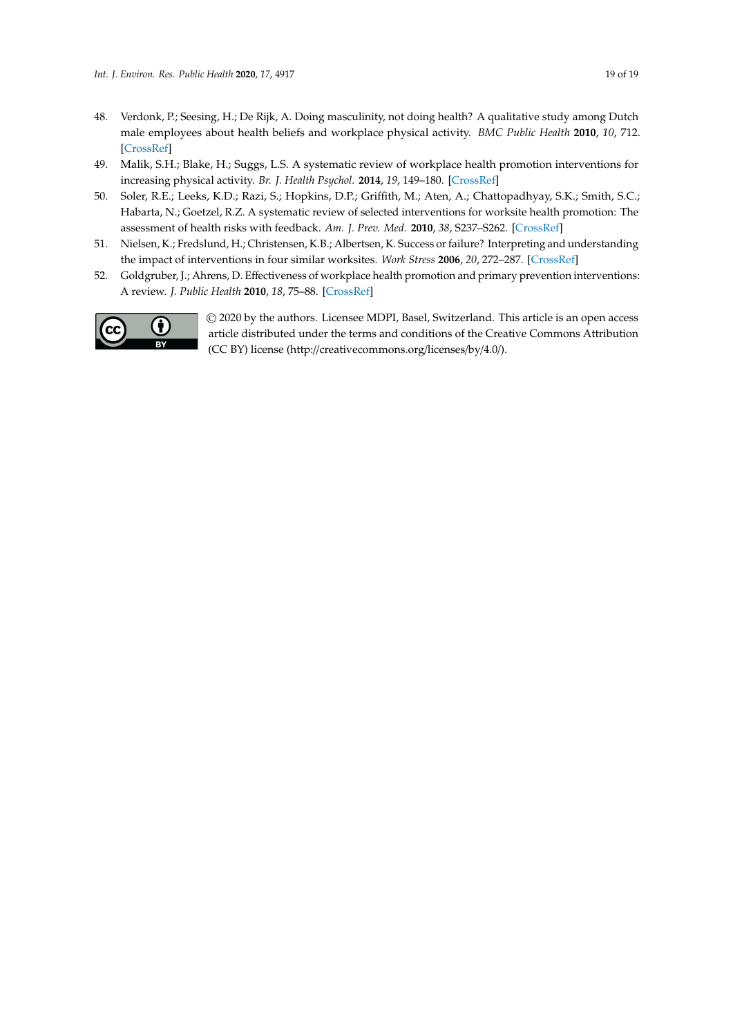48. Verdonk, P.; Seesing, H.; De Rijk, A. Doing masculinity, not doing health? A qualitative study among Dutch male employees about health beliefs and workplace physical activity. *BMC Public Health* **2010**, *10*, 712. [CrossRef]
49. Malik, S.H.; Blake, H.; Suggs, L.S. A systematic review of workplace health promotion interventions for increasing physical activity. *Br. J. Health Psychol.* **2014**, *19*, 149–180. [CrossRef]
50. Soler, R.E.; Leeks, K.D.; Razi, S.; Hopkins, D.P.; Griffith, M.; Aten, A.; Chattopadhyay, S.K.; Smith, S.C.; Habarta, N.; Goetzel, R.Z. A systematic review of selected interventions for worksite health promotion: The assessment of health risks with feedback. *Am. J. Prev. Med.* **2010**, *38*, S237–S262. [CrossRef]
51. Nielsen, K.; Fredslund, H.; Christensen, K.B.; Albertsen, K. Success or failure? Interpreting and understanding the impact of interventions in four similar worksites. *Work Stress* **2006**, *20*, 272–287. [CrossRef]
52. Goldgruber, J.; Ahrens, D. Effectiveness of workplace health promotion and primary prevention interventions: A review. *J. Public Health* **2010**, *18*, 75–88. [CrossRef]

© 2020 by the authors. Licensee MDPI, Basel, Switzerland. This article is an open access article distributed under the terms and conditions of the Creative Commons Attribution (CC BY) license (http://creativecommons.org/licenses/by/4.0/).